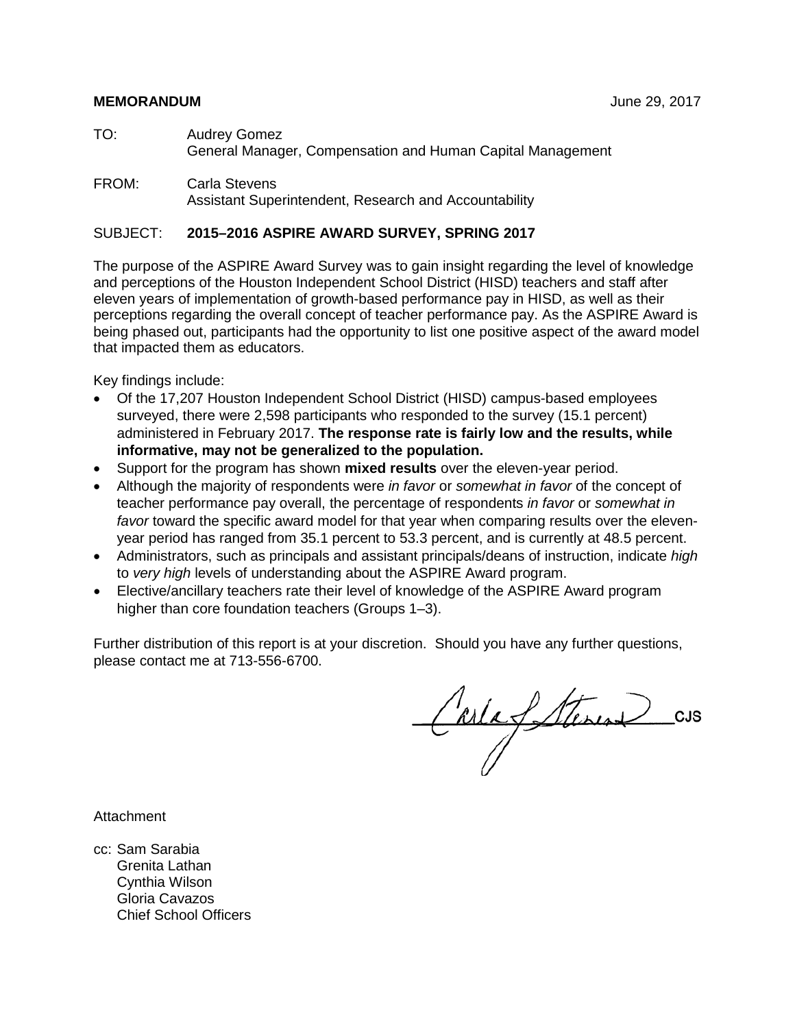**MEMORANDUM** June 29, 2017

TO: Audrey Gomez
General Manager, Compensation and Human Capital Management

FROM: Carla Stevens
Assistant Superintendent, Research and Accountability

SUBJECT: **2015–2016 ASPIRE AWARD SURVEY, SPRING 2017**

The purpose of the ASPIRE Award Survey was to gain insight regarding the level of knowledge and perceptions of the Houston Independent School District (HISD) teachers and staff after eleven years of implementation of growth-based performance pay in HISD, as well as their perceptions regarding the overall concept of teacher performance pay. As the ASPIRE Award is being phased out, participants had the opportunity to list one positive aspect of the award model that impacted them as educators.

Key findings include:

- Of the 17,207 Houston Independent School District (HISD) campus-based employees surveyed, there were 2,598 participants who responded to the survey (15.1 percent) administered in February 2017. **The response rate is fairly low and the results, while informative, may not be generalized to the population.**
- Support for the program has shown **mixed results** over the eleven-year period.
- Although the majority of respondents were *in favor* or *somewhat in favor* of the concept of teacher performance pay overall, the percentage of respondents *in favor* or *somewhat in favor* toward the specific award model for that year when comparing results over the eleven-year period has ranged from 35.1 percent to 53.3 percent, and is currently at 48.5 percent.
- Administrators, such as principals and assistant principals/deans of instruction, indicate *high* to *very high* levels of understanding about the ASPIRE Award program.
- Elective/ancillary teachers rate their level of knowledge of the ASPIRE Award program higher than core foundation teachers (Groups 1–3).

Further distribution of this report is at your discretion. Should you have any further questions, please contact me at 713-556-6700.

CJS

Attachment

cc: Sam Sarabia
Grenita Lathan
Cynthia Wilson
Gloria Cavazos
Chief School Officers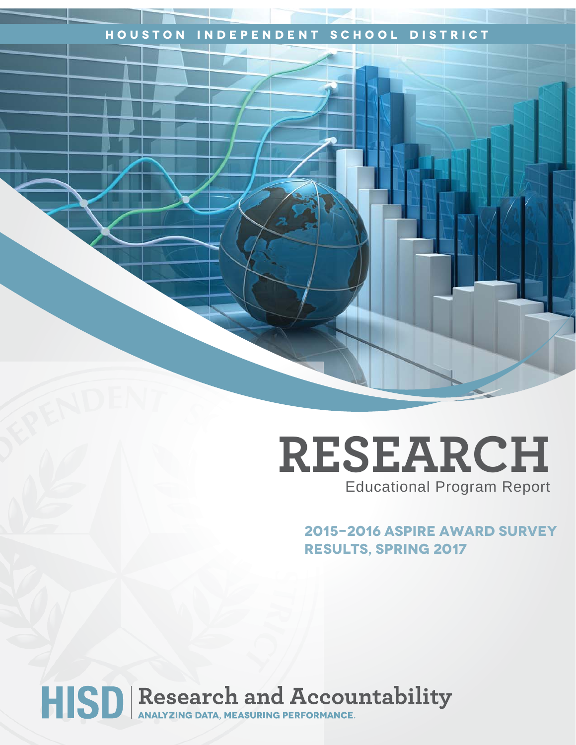HOUSTON INDEPENDENT SCHOOL DISTRICT

# RESEARCH

Educational Program Report

## 2015–2016 ASPIRE AWARD SURVEY RESULTS, SPRING 2017

HISD | Research and Accountability

ANALYZING DATA, MEASURING PERFORMANCE.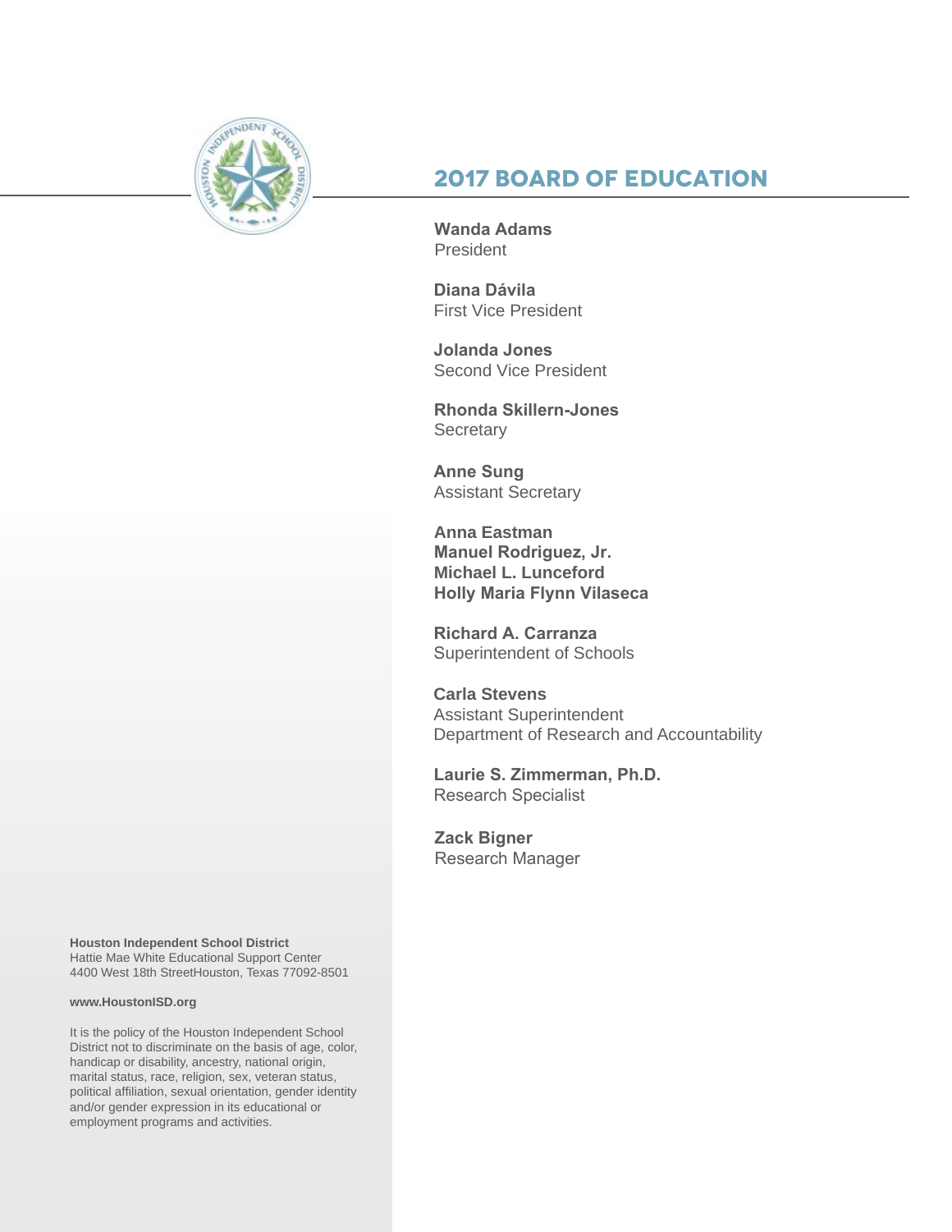## 2017 BOARD OF EDUCATION

**Wanda Adams**
President

**Diana Dávila**
First Vice President

**Jolanda Jones**
Second Vice President

**Rhonda Skillern-Jones**
Secretary

**Anne Sung**
Assistant Secretary

**Anna Eastman**
**Manuel Rodriguez, Jr.**
**Michael L. Lunceford**
**Holly Maria Flynn Vilaseca**

**Richard A. Carranza**
Superintendent of Schools

**Carla Stevens**
Assistant Superintendent
Department of Research and Accountability

**Laurie S. Zimmerman, Ph.D.**
Research Specialist

**Zack Bigner**
Research Manager

**Houston Independent School District**
Hattie Mae White Educational Support Center
4400 West 18th StreetHouston, Texas 77092-8501

**www.HoustonISD.org**

It is the policy of the Houston Independent School District not to discriminate on the basis of age, color, handicap or disability, ancestry, national origin, marital status, race, religion, sex, veteran status, political affiliation, sexual orientation, gender identity and/or gender expression in its educational or employment programs and activities.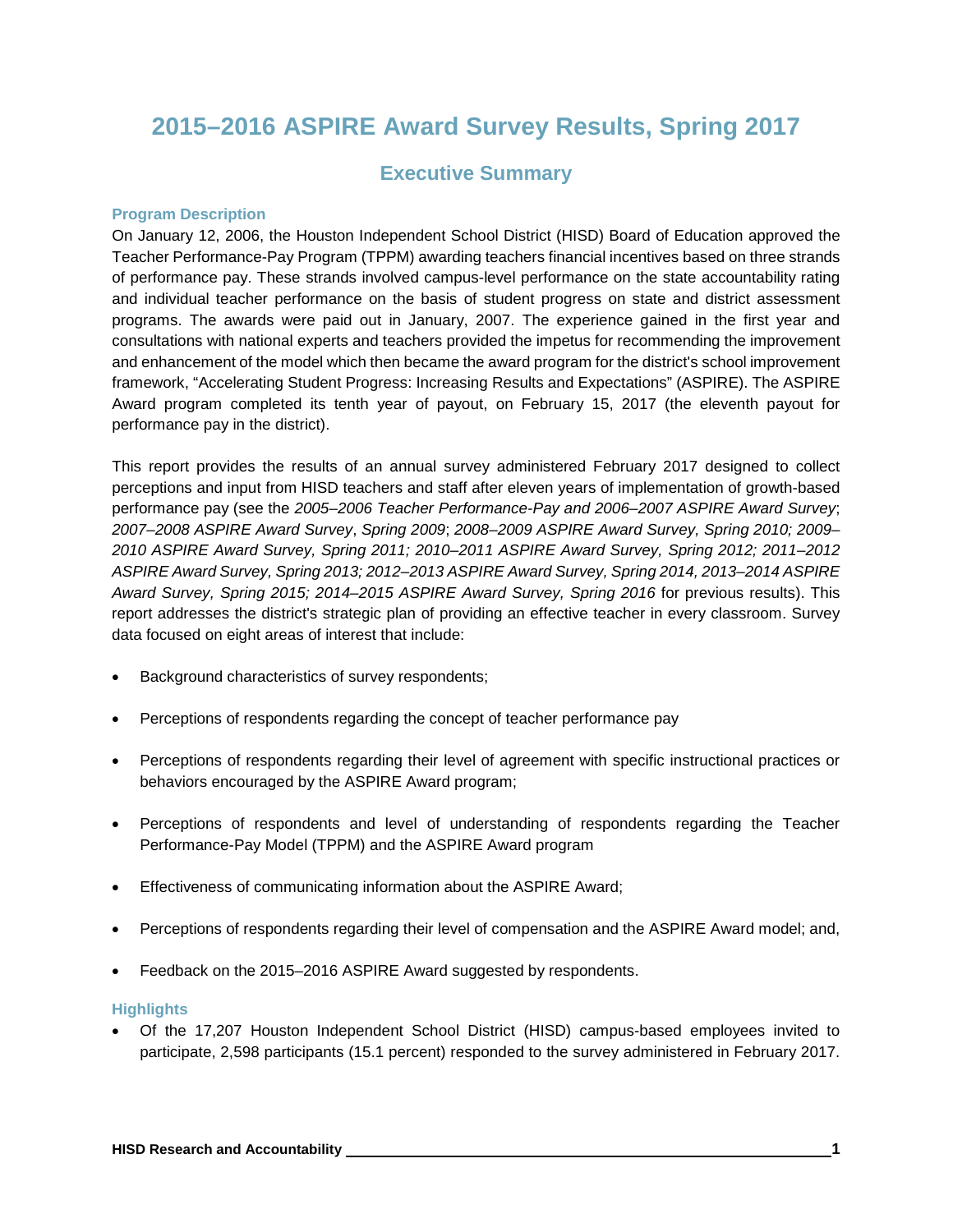# 2015–2016 ASPIRE Award Survey Results, Spring 2017

## Executive Summary

### Program Description

On January 12, 2006, the Houston Independent School District (HISD) Board of Education approved the Teacher Performance-Pay Program (TPPM) awarding teachers financial incentives based on three strands of performance pay. These strands involved campus-level performance on the state accountability rating and individual teacher performance on the basis of student progress on state and district assessment programs. The awards were paid out in January, 2007. The experience gained in the first year and consultations with national experts and teachers provided the impetus for recommending the improvement and enhancement of the model which then became the award program for the district's school improvement framework, "Accelerating Student Progress: Increasing Results and Expectations" (ASPIRE). The ASPIRE Award program completed its tenth year of payout, on February 15, 2017 (the eleventh payout for performance pay in the district).

This report provides the results of an annual survey administered February 2017 designed to collect perceptions and input from HISD teachers and staff after eleven years of implementation of growth-based performance pay (see the *2005–2006 Teacher Performance-Pay and 2006–2007 ASPIRE Award Survey*; *2007–2008 ASPIRE Award Survey*, *Spring 2009*; *2008–2009 ASPIRE Award Survey, Spring 2010; 2009–2010 ASPIRE Award Survey, Spring 2011; 2010–2011 ASPIRE Award Survey, Spring 2012; 2011–2012 ASPIRE Award Survey, Spring 2013; 2012–2013 ASPIRE Award Survey, Spring 2014, 2013–2014 ASPIRE Award Survey, Spring 2015; 2014–2015 ASPIRE Award Survey, Spring 2016* for previous results). This report addresses the district's strategic plan of providing an effective teacher in every classroom. Survey data focused on eight areas of interest that include:

- Background characteristics of survey respondents;
- Perceptions of respondents regarding the concept of teacher performance pay
- Perceptions of respondents regarding their level of agreement with specific instructional practices or behaviors encouraged by the ASPIRE Award program;
- Perceptions of respondents and level of understanding of respondents regarding the Teacher Performance-Pay Model (TPPM) and the ASPIRE Award program
- Effectiveness of communicating information about the ASPIRE Award;
- Perceptions of respondents regarding their level of compensation and the ASPIRE Award model; and,
- Feedback on the 2015–2016 ASPIRE Award suggested by respondents.

### Highlights

- Of the 17,207 Houston Independent School District (HISD) campus-based employees invited to participate, 2,598 participants (15.1 percent) responded to the survey administered in February 2017.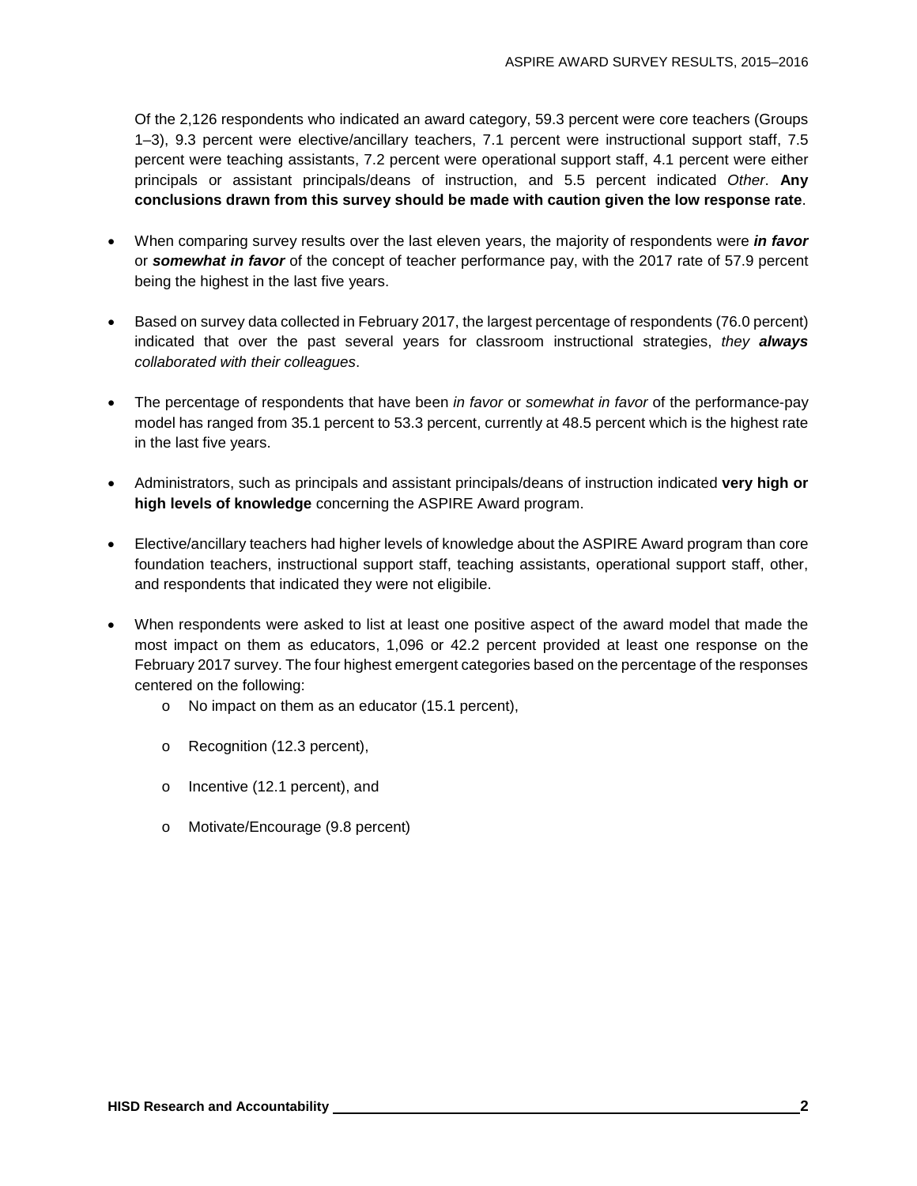Of the 2,126 respondents who indicated an award category, 59.3 percent were core teachers (Groups 1–3), 9.3 percent were elective/ancillary teachers, 7.1 percent were instructional support staff, 7.5 percent were teaching assistants, 7.2 percent were operational support staff, 4.1 percent were either principals or assistant principals/deans of instruction, and 5.5 percent indicated *Other*. **Any conclusions drawn from this survey should be made with caution given the low response rate**.

- When comparing survey results over the last eleven years, the majority of respondents were ***in favor*** or ***somewhat in favor*** of the concept of teacher performance pay, with the 2017 rate of 57.9 percent being the highest in the last five years.

- Based on survey data collected in February 2017, the largest percentage of respondents (76.0 percent) indicated that over the past several years for classroom instructional strategies, *they **always** collaborated with their colleagues*.

- The percentage of respondents that have been *in favor* or *somewhat in favor* of the performance-pay model has ranged from 35.1 percent to 53.3 percent, currently at 48.5 percent which is the highest rate in the last five years.

- Administrators, such as principals and assistant principals/deans of instruction indicated **very high or high levels of knowledge** concerning the ASPIRE Award program.

- Elective/ancillary teachers had higher levels of knowledge about the ASPIRE Award program than core foundation teachers, instructional support staff, teaching assistants, operational support staff, other, and respondents that indicated they were not eligibile.

- When respondents were asked to list at least one positive aspect of the award model that made the most impact on them as educators, 1,096 or 42.2 percent provided at least one response on the February 2017 survey. The four highest emergent categories based on the percentage of the responses centered on the following:
  - No impact on them as an educator (15.1 percent),
  - Recognition (12.3 percent),
  - Incentive (12.1 percent), and
  - Motivate/Encourage (9.8 percent)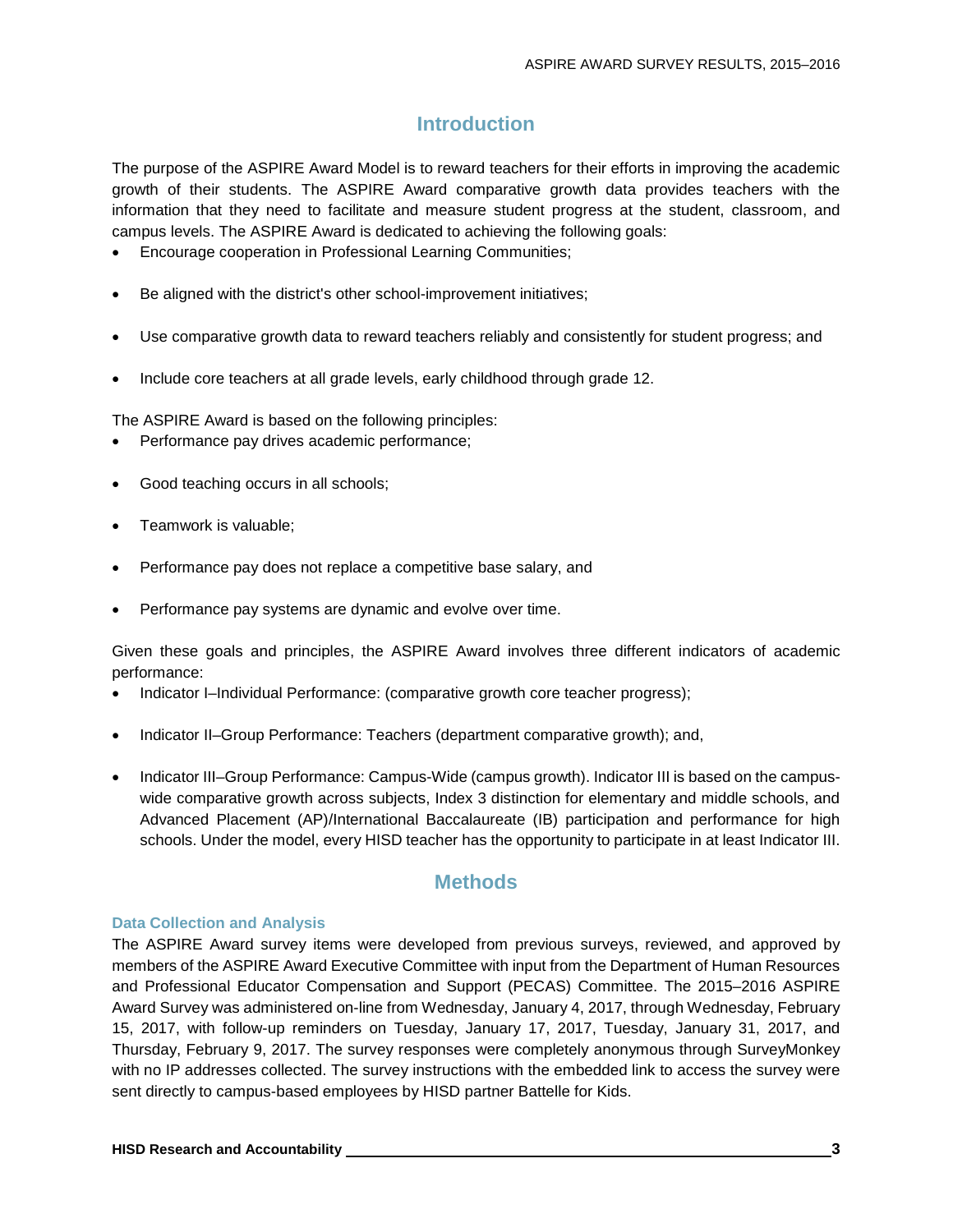## Introduction

The purpose of the ASPIRE Award Model is to reward teachers for their efforts in improving the academic growth of their students. The ASPIRE Award comparative growth data provides teachers with the information that they need to facilitate and measure student progress at the student, classroom, and campus levels. The ASPIRE Award is dedicated to achieving the following goals:

- Encourage cooperation in Professional Learning Communities;
- Be aligned with the district's other school-improvement initiatives;
- Use comparative growth data to reward teachers reliably and consistently for student progress; and
- Include core teachers at all grade levels, early childhood through grade 12.

The ASPIRE Award is based on the following principles:

- Performance pay drives academic performance;
- Good teaching occurs in all schools;
- Teamwork is valuable;
- Performance pay does not replace a competitive base salary, and
- Performance pay systems are dynamic and evolve over time.

Given these goals and principles, the ASPIRE Award involves three different indicators of academic performance:

- Indicator I–Individual Performance: (comparative growth core teacher progress);
- Indicator II–Group Performance: Teachers (department comparative growth); and,
- Indicator III–Group Performance: Campus-Wide (campus growth). Indicator III is based on the campus-wide comparative growth across subjects, Index 3 distinction for elementary and middle schools, and Advanced Placement (AP)/International Baccalaureate (IB) participation and performance for high schools. Under the model, every HISD teacher has the opportunity to participate in at least Indicator III.

## Methods

### Data Collection and Analysis

The ASPIRE Award survey items were developed from previous surveys, reviewed, and approved by members of the ASPIRE Award Executive Committee with input from the Department of Human Resources and Professional Educator Compensation and Support (PECAS) Committee. The 2015–2016 ASPIRE Award Survey was administered on-line from Wednesday, January 4, 2017, through Wednesday, February 15, 2017, with follow-up reminders on Tuesday, January 17, 2017, Tuesday, January 31, 2017, and Thursday, February 9, 2017. The survey responses were completely anonymous through SurveyMonkey with no IP addresses collected. The survey instructions with the embedded link to access the survey were sent directly to campus-based employees by HISD partner Battelle for Kids.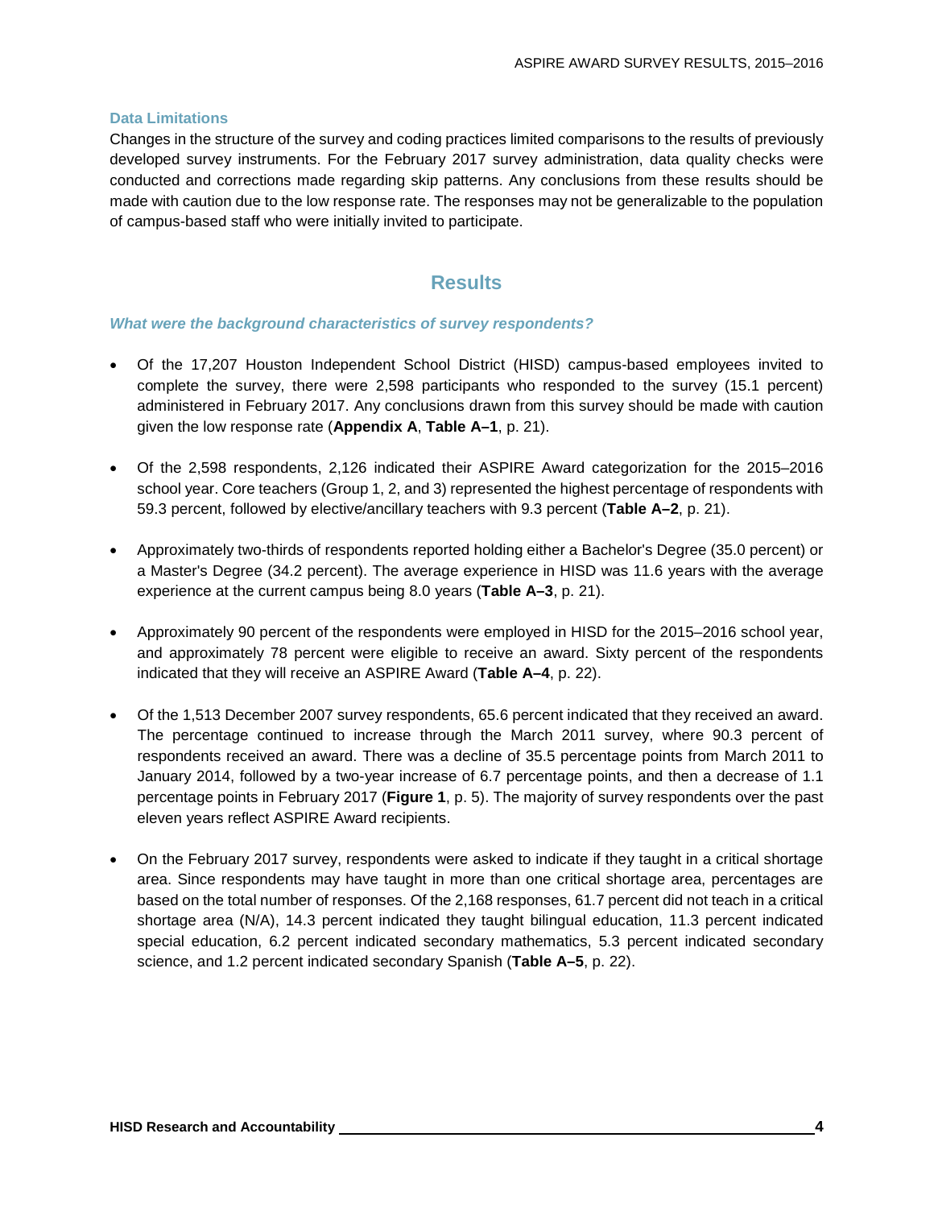### Data Limitations

Changes in the structure of the survey and coding practices limited comparisons to the results of previously developed survey instruments. For the February 2017 survey administration, data quality checks were conducted and corrections made regarding skip patterns. Any conclusions from these results should be made with caution due to the low response rate. The responses may not be generalizable to the population of campus-based staff who were initially invited to participate.

## Results

#### *What were the background characteristics of survey respondents?*

- Of the 17,207 Houston Independent School District (HISD) campus-based employees invited to complete the survey, there were 2,598 participants who responded to the survey (15.1 percent) administered in February 2017. Any conclusions drawn from this survey should be made with caution given the low response rate (**Appendix A**, **Table A–1**, p. 21).

- Of the 2,598 respondents, 2,126 indicated their ASPIRE Award categorization for the 2015–2016 school year. Core teachers (Group 1, 2, and 3) represented the highest percentage of respondents with 59.3 percent, followed by elective/ancillary teachers with 9.3 percent (**Table A–2**, p. 21).

- Approximately two-thirds of respondents reported holding either a Bachelor's Degree (35.0 percent) or a Master's Degree (34.2 percent). The average experience in HISD was 11.6 years with the average experience at the current campus being 8.0 years (**Table A–3**, p. 21).

- Approximately 90 percent of the respondents were employed in HISD for the 2015–2016 school year, and approximately 78 percent were eligible to receive an award. Sixty percent of the respondents indicated that they will receive an ASPIRE Award (**Table A–4**, p. 22).

- Of the 1,513 December 2007 survey respondents, 65.6 percent indicated that they received an award. The percentage continued to increase through the March 2011 survey, where 90.3 percent of respondents received an award. There was a decline of 35.5 percentage points from March 2011 to January 2014, followed by a two-year increase of 6.7 percentage points, and then a decrease of 1.1 percentage points in February 2017 (**Figure 1**, p. 5). The majority of survey respondents over the past eleven years reflect ASPIRE Award recipients.

- On the February 2017 survey, respondents were asked to indicate if they taught in a critical shortage area. Since respondents may have taught in more than one critical shortage area, percentages are based on the total number of responses. Of the 2,168 responses, 61.7 percent did not teach in a critical shortage area (N/A), 14.3 percent indicated they taught bilingual education, 11.3 percent indicated special education, 6.2 percent indicated secondary mathematics, 5.3 percent indicated secondary science, and 1.2 percent indicated secondary Spanish (**Table A–5**, p. 22).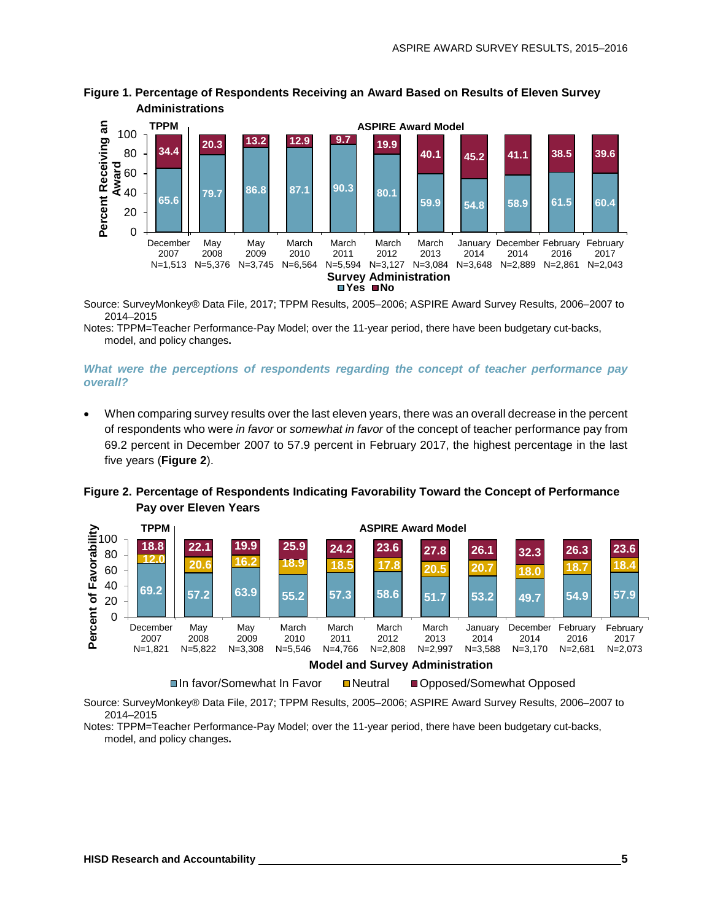**Figure 1. Percentage of Respondents Receiving an Award Based on Results of Eleven Survey Administrations**

| Survey Administration | Model | N | Yes | No |
|---|---|---|---|---|
| December 2007 | TPPM | 1,513 | 65.6 | 34.4 |
| May 2008 | ASPIRE Award Model | 5,376 | 79.7 | 20.3 |
| May 2009 | ASPIRE Award Model | 3,745 | 86.8 | 13.2 |
| March 2010 | ASPIRE Award Model | 6,564 | 87.1 | 12.9 |
| March 2011 | ASPIRE Award Model | 5,594 | 90.3 | 9.7 |
| March 2012 | ASPIRE Award Model | 3,127 | 80.1 | 19.9 |
| March 2013 | ASPIRE Award Model | 3,084 | 59.9 | 40.1 |
| January 2014 | ASPIRE Award Model | 3,648 | 54.8 | 45.2 |
| December 2014 | ASPIRE Award Model | 2,889 | 58.9 | 41.1 |
| February 2016 | ASPIRE Award Model | 2,861 | 61.5 | 38.5 |
| February 2017 | ASPIRE Award Model | 2,043 | 60.4 | 39.6 |

Source: SurveyMonkey® Data File, 2017; TPPM Results, 2005–2006; ASPIRE Award Survey Results, 2006–2007 to 2014–2015

Notes: TPPM=Teacher Performance-Pay Model; over the 11-year period, there have been budgetary cut-backs, model, and policy changes.

***What were the perceptions of respondents regarding the concept of teacher performance pay overall?***

- When comparing survey results over the last eleven years, there was an overall decrease in the percent of respondents who were *in favor* or *somewhat in favor* of the concept of teacher performance pay from 69.2 percent in December 2007 to 57.9 percent in February 2017, the highest percentage in the last five years (**Figure 2**).

**Figure 2. Percentage of Respondents Indicating Favorability Toward the Concept of Performance Pay over Eleven Years**

| Model and Survey Administration | Model | N | In favor/Somewhat In Favor | Neutral | Opposed/Somewhat Opposed |
|---|---|---|---|---|---|
| December 2007 | TPPM | 1,821 | 69.2 | 12.0 | 18.8 |
| May 2008 | ASPIRE Award Model | 5,822 | 57.2 | 20.6 | 22.1 |
| May 2009 | ASPIRE Award Model | 3,308 | 63.9 | 16.2 | 19.9 |
| March 2010 | ASPIRE Award Model | 5,546 | 55.2 | 18.9 | 25.9 |
| March 2011 | ASPIRE Award Model | 4,766 | 57.3 | 18.5 | 24.2 |
| March 2012 | ASPIRE Award Model | 2,808 | 58.6 | 17.8 | 23.6 |
| March 2013 | ASPIRE Award Model | 2,997 | 51.7 | 20.5 | 27.8 |
| January 2014 | ASPIRE Award Model | 3,588 | 53.2 | 20.7 | 26.1 |
| December 2014 | ASPIRE Award Model | 3,170 | 49.7 | 18.0 | 32.3 |
| February 2016 | ASPIRE Award Model | 2,681 | 54.9 | 18.7 | 26.3 |
| February 2017 | ASPIRE Award Model | 2,073 | 57.9 | 18.4 | 23.6 |

Source: SurveyMonkey® Data File, 2017; TPPM Results, 2005–2006; ASPIRE Award Survey Results, 2006–2007 to 2014–2015

Notes: TPPM=Teacher Performance-Pay Model; over the 11-year period, there have been budgetary cut-backs, model, and policy changes.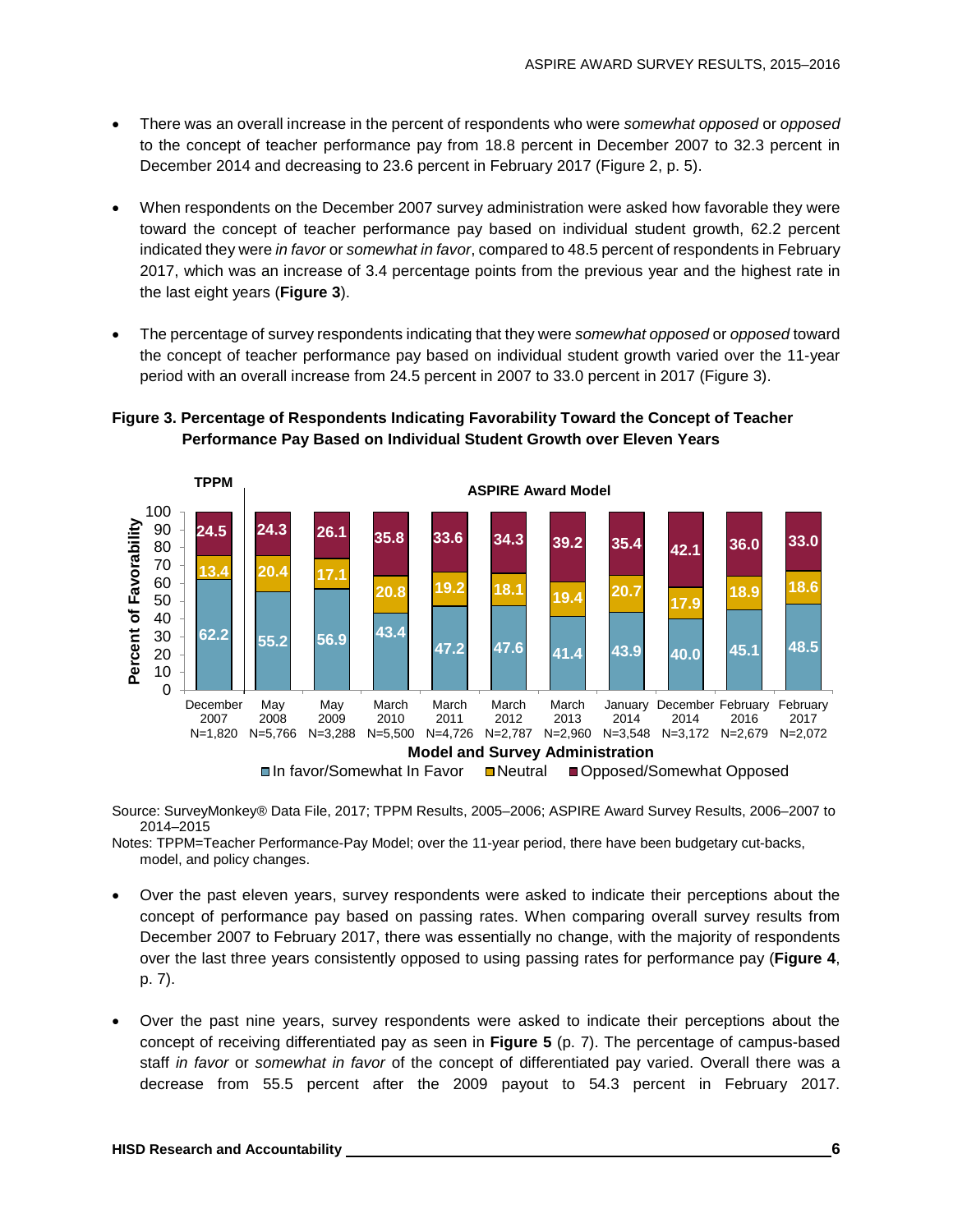- There was an overall increase in the percent of respondents who were *somewhat opposed* or *opposed* to the concept of teacher performance pay from 18.8 percent in December 2007 to 32.3 percent in December 2014 and decreasing to 23.6 percent in February 2017 (Figure 2, p. 5).

- When respondents on the December 2007 survey administration were asked how favorable they were toward the concept of teacher performance pay based on individual student growth, 62.2 percent indicated they were *in favor* or *somewhat in favor*, compared to 48.5 percent of respondents in February 2017, which was an increase of 3.4 percentage points from the previous year and the highest rate in the last eight years (**Figure 3**).

- The percentage of survey respondents indicating that they were *somewhat opposed* or *opposed* toward the concept of teacher performance pay based on individual student growth varied over the 11-year period with an overall increase from 24.5 percent in 2007 to 33.0 percent in 2017 (Figure 3).

**Figure 3. Percentage of Respondents Indicating Favorability Toward the Concept of Teacher Performance Pay Based on Individual Student Growth over Eleven Years**

| Model | Survey Administration | N | In favor/Somewhat In Favor | Neutral | Opposed/Somewhat Opposed |
|---|---|---|---|---|---|
| TPPM | December 2007 | N=1,820 | 62.2 | 13.4 | 24.5 |
| ASPIRE Award Model | May 2008 | N=5,766 | 55.2 | 20.4 | 24.3 |
| ASPIRE Award Model | May 2009 | N=3,288 | 56.9 | 17.1 | 26.1 |
| ASPIRE Award Model | March 2010 | N=5,500 | 43.4 | 20.8 | 35.8 |
| ASPIRE Award Model | March 2011 | N=4,726 | 47.2 | 19.2 | 33.6 |
| ASPIRE Award Model | March 2012 | N=2,787 | 47.6 | 18.1 | 34.3 |
| ASPIRE Award Model | March 2013 | N=2,960 | 41.4 | 19.4 | 39.2 |
| ASPIRE Award Model | January 2014 | N=3,548 | 43.9 | 20.7 | 35.4 |
| ASPIRE Award Model | December 2014 | N=3,172 | 40.0 | 17.9 | 42.1 |
| ASPIRE Award Model | February 2016 | N=2,679 | 45.1 | 18.9 | 36.0 |
| ASPIRE Award Model | February 2017 | N=2,072 | 48.5 | 18.6 | 33.0 |

Source: SurveyMonkey® Data File, 2017; TPPM Results, 2005–2006; ASPIRE Award Survey Results, 2006–2007 to 2014–2015

Notes: TPPM=Teacher Performance-Pay Model; over the 11-year period, there have been budgetary cut-backs, model, and policy changes.

- Over the past eleven years, survey respondents were asked to indicate their perceptions about the concept of performance pay based on passing rates. When comparing overall survey results from December 2007 to February 2017, there was essentially no change, with the majority of respondents over the last three years consistently opposed to using passing rates for performance pay (**Figure 4**, p. 7).

- Over the past nine years, survey respondents were asked to indicate their perceptions about the concept of receiving differentiated pay as seen in **Figure 5** (p. 7). The percentage of campus-based staff *in favor* or *somewhat in favor* of the concept of differentiated pay varied. Overall there was a decrease from 55.5 percent after the 2009 payout to 54.3 percent in February 2017.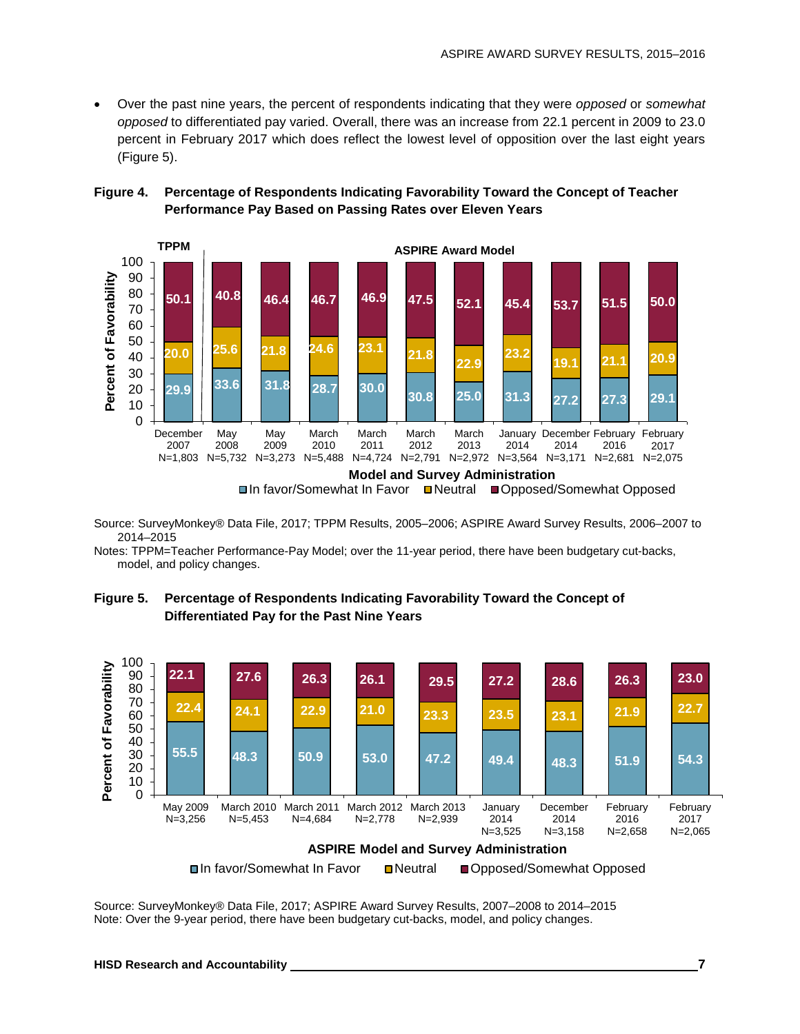- Over the past nine years, the percent of respondents indicating that they were *opposed* or *somewhat opposed* to differentiated pay varied. Overall, there was an increase from 22.1 percent in 2009 to 23.0 percent in February 2017 which does reflect the lowest level of opposition over the last eight years (Figure 5).

**Figure 4. Percentage of Respondents Indicating Favorability Toward the Concept of Teacher Performance Pay Based on Passing Rates over Eleven Years**

| Model | Survey Administration | N | In favor/Somewhat In Favor | Neutral | Opposed/Somewhat Opposed |
|---|---|---|---|---|---|
| TPPM | December 2007 | 1,803 | 29.9 | 20.0 | 50.1 |
| ASPIRE Award Model | May 2008 | 5,732 | 33.6 | 25.6 | 40.8 |
| ASPIRE Award Model | May 2009 | 3,273 | 31.8 | 21.8 | 46.4 |
| ASPIRE Award Model | March 2010 | 5,488 | 28.7 | 24.6 | 46.7 |
| ASPIRE Award Model | March 2011 | 4,724 | 30.0 | 23.1 | 46.9 |
| ASPIRE Award Model | March 2012 | 2,791 | 30.8 | 21.8 | 47.5 |
| ASPIRE Award Model | March 2013 | 2,972 | 25.0 | 22.9 | 52.1 |
| ASPIRE Award Model | January 2014 | 3,564 | 31.3 | 23.2 | 45.4 |
| ASPIRE Award Model | December 2014 | 3,171 | 27.2 | 19.1 | 53.7 |
| ASPIRE Award Model | February 2016 | 2,681 | 27.3 | 21.1 | 51.5 |
| ASPIRE Award Model | February 2017 | 2,075 | 29.1 | 20.9 | 50.0 |

Source: SurveyMonkey® Data File, 2017; TPPM Results, 2005–2006; ASPIRE Award Survey Results, 2006–2007 to 2014–2015

Notes: TPPM=Teacher Performance-Pay Model; over the 11-year period, there have been budgetary cut-backs, model, and policy changes.

**Figure 5. Percentage of Respondents Indicating Favorability Toward the Concept of Differentiated Pay for the Past Nine Years**

| ASPIRE Model and Survey Administration | N | In favor/Somewhat In Favor | Neutral | Opposed/Somewhat Opposed |
|---|---|---|---|---|
| May 2009 | 3,256 | 55.5 | 22.4 | 22.1 |
| March 2010 | 5,453 | 48.3 | 24.1 | 27.6 |
| March 2011 | 4,684 | 50.9 | 22.9 | 26.3 |
| March 2012 | 2,778 | 53.0 | 21.0 | 26.1 |
| March 2013 | 2,939 | 47.2 | 23.3 | 29.5 |
| January 2014 | 3,525 | 49.4 | 23.5 | 27.2 |
| December 2014 | 3,158 | 48.3 | 23.1 | 28.6 |
| February 2016 | 2,658 | 51.9 | 21.9 | 26.3 |
| February 2017 | 2,065 | 54.3 | 22.7 | 23.0 |

Source: SurveyMonkey® Data File, 2017; ASPIRE Award Survey Results, 2007–2008 to 2014–2015

Note: Over the 9-year period, there have been budgetary cut-backs, model, and policy changes.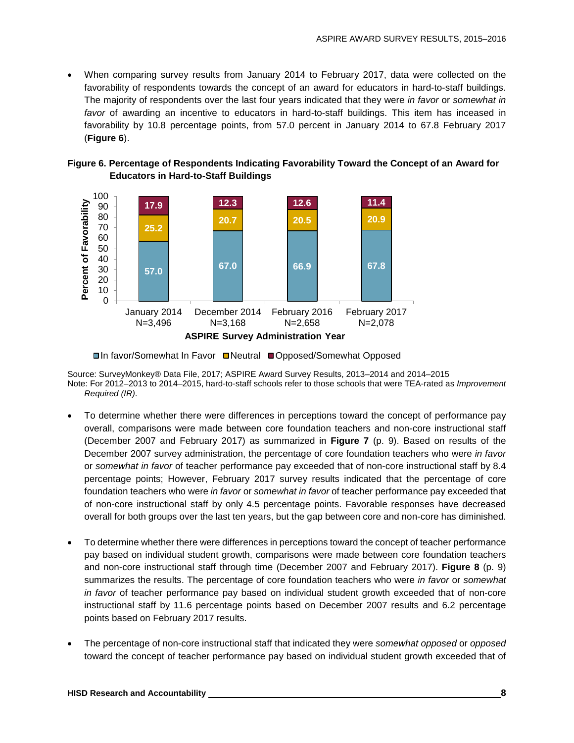- When comparing survey results from January 2014 to February 2017, data were collected on the favorability of respondents towards the concept of an award for educators in hard-to-staff buildings. The majority of respondents over the last four years indicated that they were *in favor* or *somewhat in favor* of awarding an incentive to educators in hard-to-staff buildings. This item has inceased in favorability by 10.8 percentage points, from 57.0 percent in January 2014 to 67.8 February 2017 (**Figure 6**).

**Figure 6. Percentage of Respondents Indicating Favorability Toward the Concept of an Award for Educators in Hard-to-Staff Buildings**

| ASPIRE Survey Administration Year | In favor/Somewhat In Favor | Neutral | Opposed/Somewhat Opposed |
|---|---|---|---|
| January 2014 N=3,496 | 57.0 | 25.2 | 17.9 |
| December 2014 N=3,168 | 67.0 | 20.7 | 12.3 |
| February 2016 N=2,658 | 66.9 | 20.5 | 12.6 |
| February 2017 N=2,078 | 67.8 | 20.9 | 11.4 |

Source: SurveyMonkey® Data File, 2017; ASPIRE Award Survey Results, 2013–2014 and 2014–2015
Note: For 2012–2013 to 2014–2015, hard-to-staff schools refer to those schools that were TEA-rated as *Improvement Required (IR)*.

- To determine whether there were differences in perceptions toward the concept of performance pay overall, comparisons were made between core foundation teachers and non-core instructional staff (December 2007 and February 2017) as summarized in **Figure 7** (p. 9). Based on results of the December 2007 survey administration, the percentage of core foundation teachers who were *in favor* or *somewhat in favor* of teacher performance pay exceeded that of non-core instructional staff by 8.4 percentage points; However, February 2017 survey results indicated that the percentage of core foundation teachers who were *in favor* or *somewhat in favor* of teacher performance pay exceeded that of non-core instructional staff by only 4.5 percentage points. Favorable responses have decreased overall for both groups over the last ten years, but the gap between core and non-core has diminished.

- To determine whether there were differences in perceptions toward the concept of teacher performance pay based on individual student growth, comparisons were made between core foundation teachers and non-core instructional staff through time (December 2007 and February 2017). **Figure 8** (p. 9) summarizes the results. The percentage of core foundation teachers who were *in favor* or *somewhat in favor* of teacher performance pay based on individual student growth exceeded that of non-core instructional staff by 11.6 percentage points based on December 2007 results and 6.2 percentage points based on February 2017 results.

- The percentage of non-core instructional staff that indicated they were *somewhat opposed* or *opposed* toward the concept of teacher performance pay based on individual student growth exceeded that of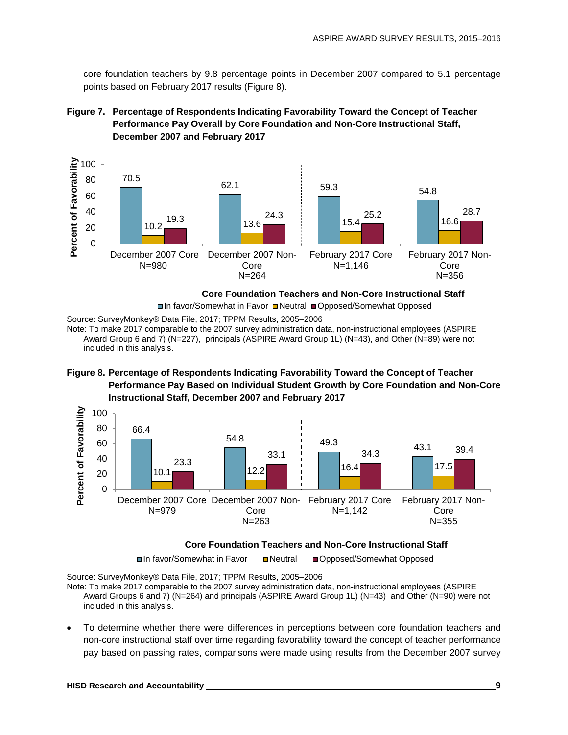core foundation teachers by 9.8 percentage points in December 2007 compared to 5.1 percentage points based on February 2017 results (Figure 8).

**Figure 7. Percentage of Respondents Indicating Favorability Toward the Concept of Teacher Performance Pay Overall by Core Foundation and Non-Core Instructional Staff, December 2007 and February 2017**

| Core Foundation Teachers and Non-Core Instructional Staff | In favor/Somewhat in Favor | Neutral | Opposed/Somewhat Opposed |
|---|---|---|---|
| December 2007 Core N=980 | 70.5 | 10.2 | 19.3 |
| December 2007 Non-Core N=264 | 62.1 | 13.6 | 24.3 |
| February 2017 Core N=1,146 | 59.3 | 15.4 | 25.2 |
| February 2017 Non-Core N=356 | 54.8 | 16.6 | 28.7 |

Source: SurveyMonkey® Data File, 2017; TPPM Results, 2005–2006

Note: To make 2017 comparable to the 2007 survey administration data, non-instructional employees (ASPIRE Award Group 6 and 7) (N=227), principals (ASPIRE Award Group 1L) (N=43), and Other (N=89) were not included in this analysis.

**Figure 8. Percentage of Respondents Indicating Favorability Toward the Concept of Teacher Performance Pay Based on Individual Student Growth by Core Foundation and Non-Core Instructional Staff, December 2007 and February 2017**

| Core Foundation Teachers and Non-Core Instructional Staff | In favor/Somewhat in Favor | Neutral | Opposed/Somewhat Opposed |
|---|---|---|---|
| December 2007 Core N=979 | 66.4 | 10.1 | 23.3 |
| December 2007 Non-Core N=263 | 54.8 | 12.2 | 33.1 |
| February 2017 Core N=1,142 | 49.3 | 16.4 | 34.3 |
| February 2017 Non-Core N=355 | 43.1 | 17.5 | 39.4 |

Source: SurveyMonkey® Data File, 2017; TPPM Results, 2005–2006

Note: To make 2017 comparable to the 2007 survey administration data, non-instructional employees (ASPIRE Award Groups 6 and 7) (N=264) and principals (ASPIRE Award Group 1L) (N=43) and Other (N=90) were not included in this analysis.

- To determine whether there were differences in perceptions between core foundation teachers and non-core instructional staff over time regarding favorability toward the concept of teacher performance pay based on passing rates, comparisons were made using results from the December 2007 survey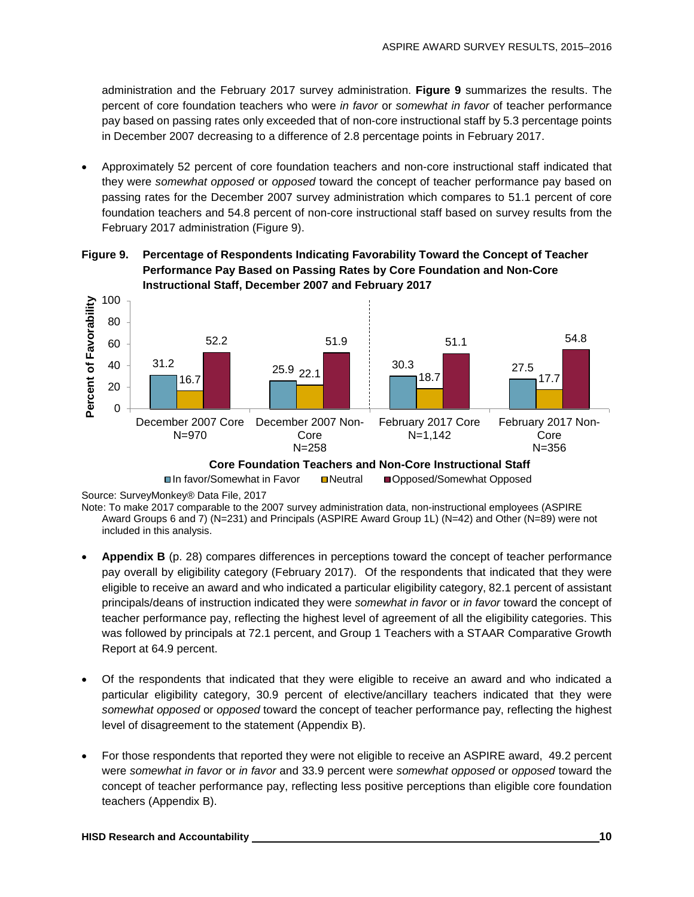administration and the February 2017 survey administration. **Figure 9** summarizes the results. The percent of core foundation teachers who were *in favor* or *somewhat in favor* of teacher performance pay based on passing rates only exceeded that of non-core instructional staff by 5.3 percentage points in December 2007 decreasing to a difference of 2.8 percentage points in February 2017.

- Approximately 52 percent of core foundation teachers and non-core instructional staff indicated that they were *somewhat opposed* or *opposed* toward the concept of teacher performance pay based on passing rates for the December 2007 survey administration which compares to 51.1 percent of core foundation teachers and 54.8 percent of non-core instructional staff based on survey results from the February 2017 administration (Figure 9).

**Figure 9. Percentage of Respondents Indicating Favorability Toward the Concept of Teacher Performance Pay Based on Passing Rates by Core Foundation and Non-Core Instructional Staff, December 2007 and February 2017**

| Core Foundation Teachers and Non-Core Instructional Staff | In favor/Somewhat in Favor | Neutral | Opposed/Somewhat Opposed |
|---|---|---|---|
| December 2007 Core N=970 | 31.2 | 16.7 | 52.2 |
| December 2007 Non-Core N=258 | 25.9 | 22.1 | 51.9 |
| February 2017 Core N=1,142 | 30.3 | 18.7 | 51.1 |
| February 2017 Non-Core N=356 | 27.5 | 17.7 | 54.8 |

Source: SurveyMonkey® Data File, 2017

Note: To make 2017 comparable to the 2007 survey administration data, non-instructional employees (ASPIRE Award Groups 6 and 7) (N=231) and Principals (ASPIRE Award Group 1L) (N=42) and Other (N=89) were not included in this analysis.

- **Appendix B** (p. 28) compares differences in perceptions toward the concept of teacher performance pay overall by eligibility category (February 2017). Of the respondents that indicated that they were eligible to receive an award and who indicated a particular eligibility category, 82.1 percent of assistant principals/deans of instruction indicated they were *somewhat in favor* or *in favor* toward the concept of teacher performance pay, reflecting the highest level of agreement of all the eligibility categories. This was followed by principals at 72.1 percent, and Group 1 Teachers with a STAAR Comparative Growth Report at 64.9 percent.

- Of the respondents that indicated that they were eligible to receive an award and who indicated a particular eligibility category, 30.9 percent of elective/ancillary teachers indicated that they were *somewhat opposed* or *opposed* toward the concept of teacher performance pay, reflecting the highest level of disagreement to the statement (Appendix B).

- For those respondents that reported they were not eligible to receive an ASPIRE award, 49.2 percent were *somewhat in favor* or *in favor* and 33.9 percent were *somewhat opposed* or *opposed* toward the concept of teacher performance pay, reflecting less positive perceptions than eligible core foundation teachers (Appendix B).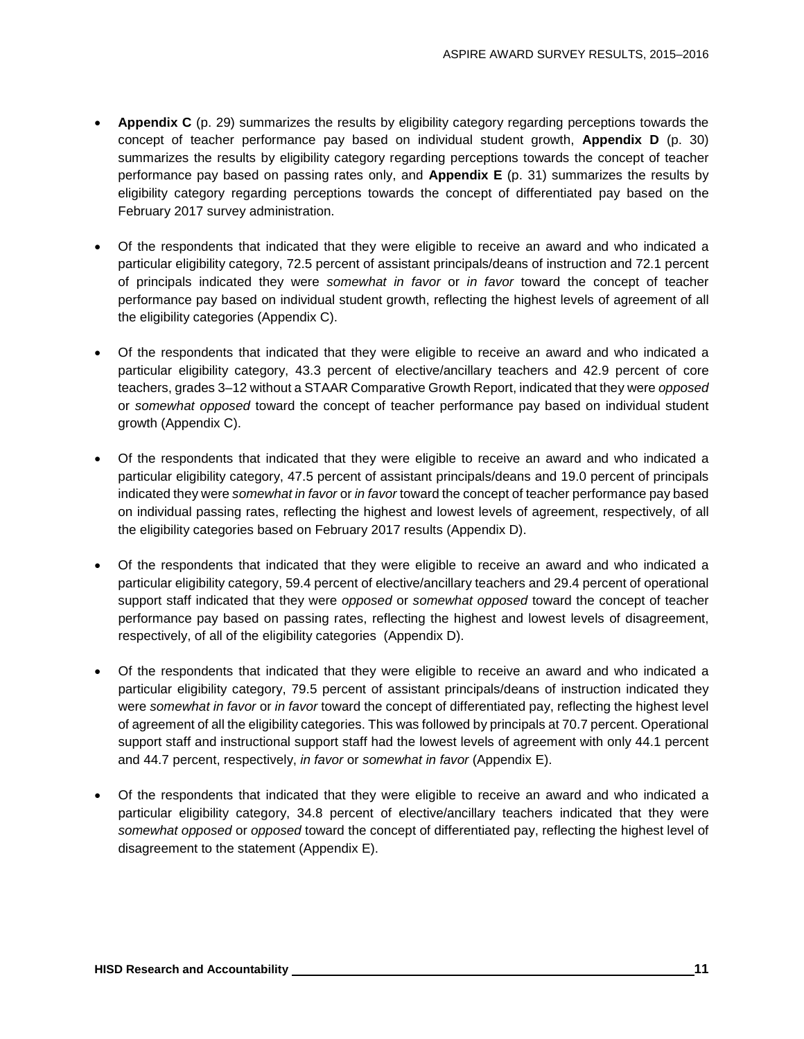- **Appendix C** (p. 29) summarizes the results by eligibility category regarding perceptions towards the concept of teacher performance pay based on individual student growth, **Appendix D** (p. 30) summarizes the results by eligibility category regarding perceptions towards the concept of teacher performance pay based on passing rates only, and **Appendix E** (p. 31) summarizes the results by eligibility category regarding perceptions towards the concept of differentiated pay based on the February 2017 survey administration.

- Of the respondents that indicated that they were eligible to receive an award and who indicated a particular eligibility category, 72.5 percent of assistant principals/deans of instruction and 72.1 percent of principals indicated they were *somewhat in favor* or *in favor* toward the concept of teacher performance pay based on individual student growth, reflecting the highest levels of agreement of all the eligibility categories (Appendix C).

- Of the respondents that indicated that they were eligible to receive an award and who indicated a particular eligibility category, 43.3 percent of elective/ancillary teachers and 42.9 percent of core teachers, grades 3–12 without a STAAR Comparative Growth Report, indicated that they were *opposed* or *somewhat opposed* toward the concept of teacher performance pay based on individual student growth (Appendix C).

- Of the respondents that indicated that they were eligible to receive an award and who indicated a particular eligibility category, 47.5 percent of assistant principals/deans and 19.0 percent of principals indicated they were *somewhat in favor* or *in favor* toward the concept of teacher performance pay based on individual passing rates, reflecting the highest and lowest levels of agreement, respectively, of all the eligibility categories based on February 2017 results (Appendix D).

- Of the respondents that indicated that they were eligible to receive an award and who indicated a particular eligibility category, 59.4 percent of elective/ancillary teachers and 29.4 percent of operational support staff indicated that they were *opposed* or *somewhat opposed* toward the concept of teacher performance pay based on passing rates, reflecting the highest and lowest levels of disagreement, respectively, of all of the eligibility categories (Appendix D).

- Of the respondents that indicated that they were eligible to receive an award and who indicated a particular eligibility category, 79.5 percent of assistant principals/deans of instruction indicated they were *somewhat in favor* or *in favor* toward the concept of differentiated pay, reflecting the highest level of agreement of all the eligibility categories. This was followed by principals at 70.7 percent. Operational support staff and instructional support staff had the lowest levels of agreement with only 44.1 percent and 44.7 percent, respectively, *in favor* or *somewhat in favor* (Appendix E).

- Of the respondents that indicated that they were eligible to receive an award and who indicated a particular eligibility category, 34.8 percent of elective/ancillary teachers indicated that they were *somewhat opposed* or *opposed* toward the concept of differentiated pay, reflecting the highest level of disagreement to the statement (Appendix E).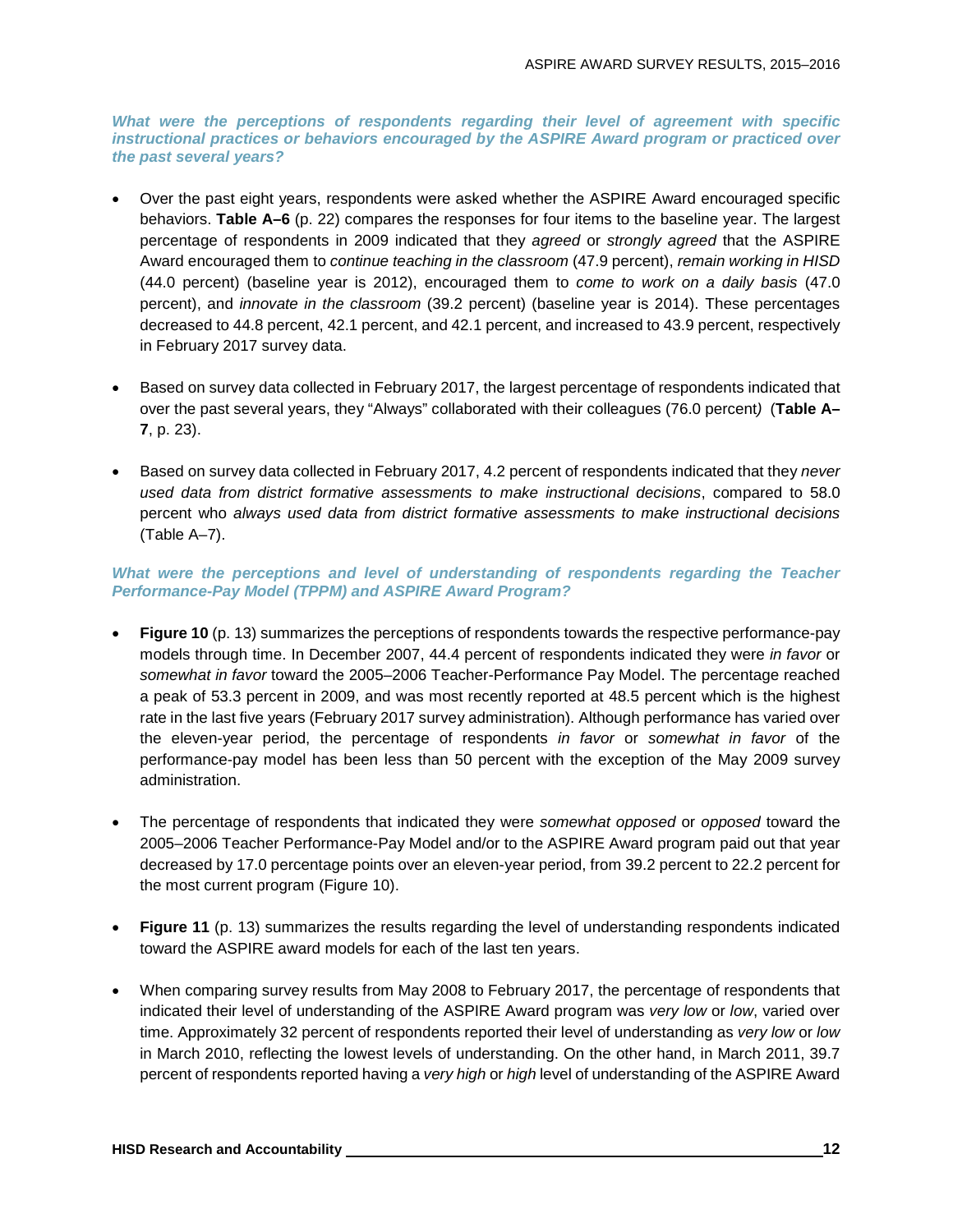***What were the perceptions of respondents regarding their level of agreement with specific instructional practices or behaviors encouraged by the ASPIRE Award program or practiced over the past several years?***

- Over the past eight years, respondents were asked whether the ASPIRE Award encouraged specific behaviors. **Table A–6** (p. 22) compares the responses for four items to the baseline year. The largest percentage of respondents in 2009 indicated that they *agreed* or *strongly agreed* that the ASPIRE Award encouraged them to *continue teaching in the classroom* (47.9 percent), *remain working in HISD* (44.0 percent) (baseline year is 2012), encouraged them to *come to work on a daily basis* (47.0 percent), and *innovate in the classroom* (39.2 percent) (baseline year is 2014). These percentages decreased to 44.8 percent, 42.1 percent, and 42.1 percent, and increased to 43.9 percent, respectively in February 2017 survey data.

- Based on survey data collected in February 2017, the largest percentage of respondents indicated that over the past several years, they "Always" collaborated with their colleagues (76.0 percent) (**Table A–7**, p. 23).

- Based on survey data collected in February 2017, 4.2 percent of respondents indicated that they *never used data from district formative assessments to make instructional decisions*, compared to 58.0 percent who *always used data from district formative assessments to make instructional decisions* (Table A–7).

***What were the perceptions and level of understanding of respondents regarding the Teacher Performance-Pay Model (TPPM) and ASPIRE Award Program?***

- **Figure 10** (p. 13) summarizes the perceptions of respondents towards the respective performance-pay models through time. In December 2007, 44.4 percent of respondents indicated they were *in favor* or *somewhat in favor* toward the 2005–2006 Teacher-Performance Pay Model. The percentage reached a peak of 53.3 percent in 2009, and was most recently reported at 48.5 percent which is the highest rate in the last five years (February 2017 survey administration). Although performance has varied over the eleven-year period, the percentage of respondents *in favor* or *somewhat in favor* of the performance-pay model has been less than 50 percent with the exception of the May 2009 survey administration.

- The percentage of respondents that indicated they were *somewhat opposed* or *opposed* toward the 2005–2006 Teacher Performance-Pay Model and/or to the ASPIRE Award program paid out that year decreased by 17.0 percentage points over an eleven-year period, from 39.2 percent to 22.2 percent for the most current program (Figure 10).

- **Figure 11** (p. 13) summarizes the results regarding the level of understanding respondents indicated toward the ASPIRE award models for each of the last ten years.

- When comparing survey results from May 2008 to February 2017, the percentage of respondents that indicated their level of understanding of the ASPIRE Award program was *very low* or *low*, varied over time. Approximately 32 percent of respondents reported their level of understanding as *very low* or *low* in March 2010, reflecting the lowest levels of understanding. On the other hand, in March 2011, 39.7 percent of respondents reported having a *very high* or *high* level of understanding of the ASPIRE Award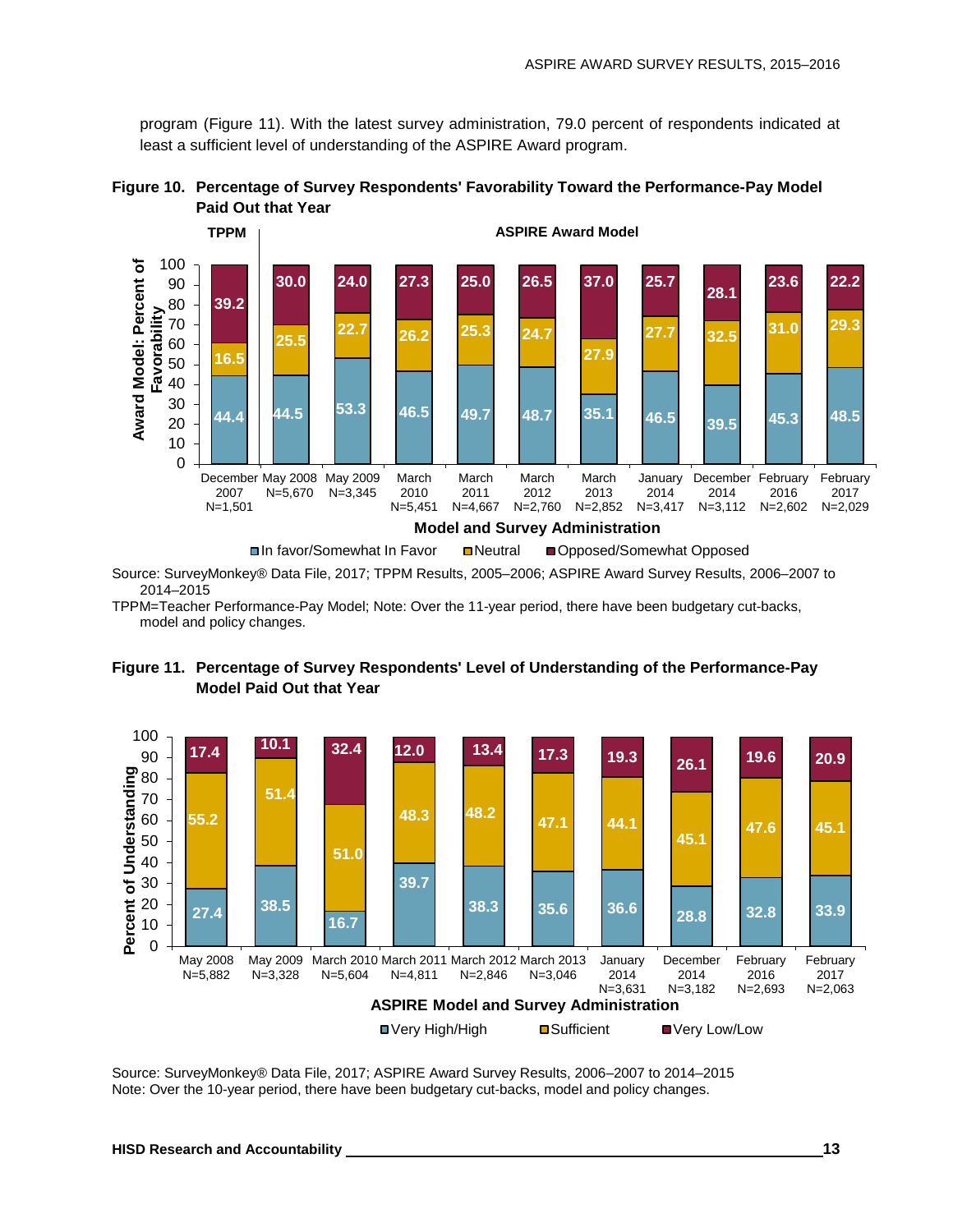program (Figure 11). With the latest survey administration, 79.0 percent of respondents indicated at least a sufficient level of understanding of the ASPIRE Award program.

**Figure 10. Percentage of Survey Respondents' Favorability Toward the Performance-Pay Model Paid Out that Year**

| Model | Survey Administration | N | In favor/Somewhat In Favor | Neutral | Opposed/Somewhat Opposed |
|---|---|---|---|---|---|
| TPPM | December 2007 | 1,501 | 44.4 | 16.5 | 39.2 |
| ASPIRE Award Model | May 2008 | 5,670 | 44.5 | 25.5 | 30.0 |
| ASPIRE Award Model | May 2009 | 3,345 | 53.3 | 22.7 | 24.0 |
| ASPIRE Award Model | March 2010 | 5,451 | 46.5 | 26.2 | 27.3 |
| ASPIRE Award Model | March 2011 | 4,667 | 49.7 | 25.3 | 25.0 |
| ASPIRE Award Model | March 2012 | 2,760 | 48.7 | 24.7 | 26.5 |
| ASPIRE Award Model | March 2013 | 2,852 | 35.1 | 27.9 | 37.0 |
| ASPIRE Award Model | January 2014 | 3,417 | 46.5 | 27.7 | 25.7 |
| ASPIRE Award Model | December 2014 | 3,112 | 39.5 | 32.5 | 28.1 |
| ASPIRE Award Model | February 2016 | 2,602 | 45.3 | 31.0 | 23.6 |
| ASPIRE Award Model | February 2017 | 2,029 | 48.5 | 29.3 | 22.2 |

Source: SurveyMonkey® Data File, 2017; TPPM Results, 2005–2006; ASPIRE Award Survey Results, 2006–2007 to 2014–2015

TPPM=Teacher Performance-Pay Model; Note: Over the 11-year period, there have been budgetary cut-backs, model and policy changes.

**Figure 11. Percentage of Survey Respondents' Level of Understanding of the Performance-Pay Model Paid Out that Year**

| ASPIRE Model and Survey Administration | N | Very High/High | Sufficient | Very Low/Low |
|---|---|---|---|---|
| May 2008 | 5,882 | 27.4 | 55.2 | 17.4 |
| May 2009 | 3,328 | 38.5 | 51.4 | 10.1 |
| March 2010 | 5,604 | 16.7 | 51.0 | 32.4 |
| March 2011 | 4,811 | 39.7 | 48.3 | 12.0 |
| March 2012 | 2,846 | 38.3 | 48.2 | 13.4 |
| March 2013 | 3,046 | 35.6 | 47.1 | 17.3 |
| January 2014 | 3,631 | 36.6 | 44.1 | 19.3 |
| December 2014 | 3,182 | 28.8 | 45.1 | 26.1 |
| February 2016 | 2,693 | 32.8 | 47.6 | 19.6 |
| February 2017 | 2,063 | 33.9 | 45.1 | 20.9 |

Source: SurveyMonkey® Data File, 2017; ASPIRE Award Survey Results, 2006–2007 to 2014–2015

Note: Over the 10-year period, there have been budgetary cut-backs, model and policy changes.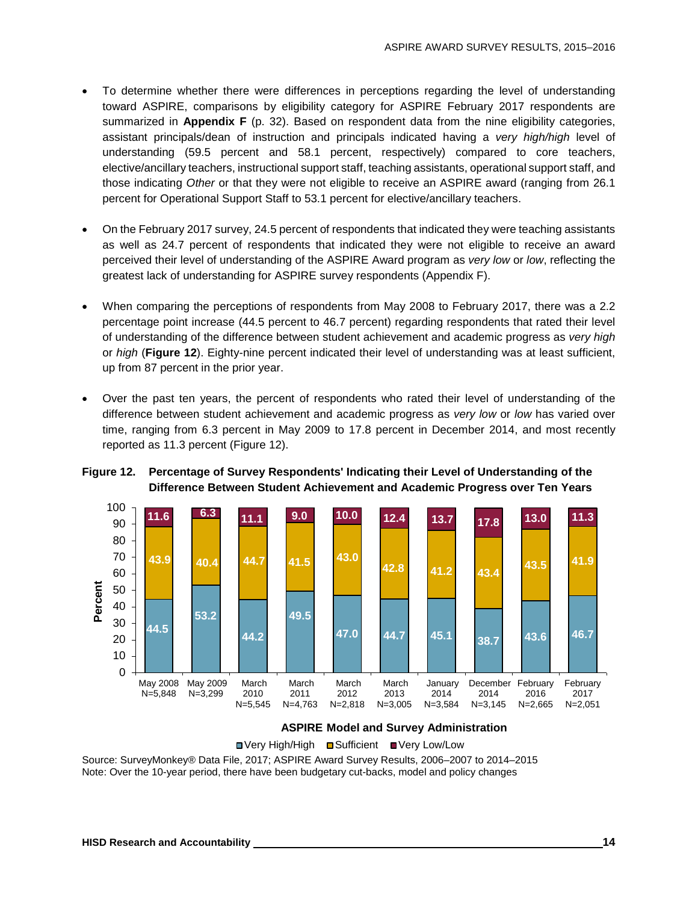- To determine whether there were differences in perceptions regarding the level of understanding toward ASPIRE, comparisons by eligibility category for ASPIRE February 2017 respondents are summarized in **Appendix F** (p. 32). Based on respondent data from the nine eligibility categories, assistant principals/dean of instruction and principals indicated having a *very high/high* level of understanding (59.5 percent and 58.1 percent, respectively) compared to core teachers, elective/ancillary teachers, instructional support staff, teaching assistants, operational support staff, and those indicating *Other* or that they were not eligible to receive an ASPIRE award (ranging from 26.1 percent for Operational Support Staff to 53.1 percent for elective/ancillary teachers.

- On the February 2017 survey, 24.5 percent of respondents that indicated they were teaching assistants as well as 24.7 percent of respondents that indicated they were not eligible to receive an award perceived their level of understanding of the ASPIRE Award program as *very low* or *low*, reflecting the greatest lack of understanding for ASPIRE survey respondents (Appendix F).

- When comparing the perceptions of respondents from May 2008 to February 2017, there was a 2.2 percentage point increase (44.5 percent to 46.7 percent) regarding respondents that rated their level of understanding of the difference between student achievement and academic progress as *very high* or *high* (**Figure 12**). Eighty-nine percent indicated their level of understanding was at least sufficient, up from 87 percent in the prior year.

- Over the past ten years, the percent of respondents who rated their level of understanding of the difference between student achievement and academic progress as *very low* or *low* has varied over time, ranging from 6.3 percent in May 2009 to 17.8 percent in December 2014, and most recently reported as 11.3 percent (Figure 12).

**Figure 12. Percentage of Survey Respondents' Indicating their Level of Understanding of the Difference Between Student Achievement and Academic Progress over Ten Years**

| ASPIRE Model and Survey Administration | Very High/High | Sufficient | Very Low/Low |
|---|---|---|---|
| May 2008 N=5,848 | 44.5 | 43.9 | 11.6 |
| May 2009 N=3,299 | 53.2 | 40.4 | 6.3 |
| March 2010 N=5,545 | 44.2 | 44.7 | 11.1 |
| March 2011 N=4,763 | 49.5 | 41.5 | 9.0 |
| March 2012 N=2,818 | 47.0 | 43.0 | 10.0 |
| March 2013 N=3,005 | 44.7 | 42.8 | 12.4 |
| January 2014 N=3,584 | 45.1 | 41.2 | 13.7 |
| December 2014 N=3,145 | 38.7 | 43.4 | 17.8 |
| February 2016 N=2,665 | 43.6 | 43.5 | 13.0 |
| February 2017 N=2,051 | 46.7 | 41.9 | 11.3 |

Source: SurveyMonkey® Data File, 2017; ASPIRE Award Survey Results, 2006–2007 to 2014–2015

Note: Over the 10-year period, there have been budgetary cut-backs, model and policy changes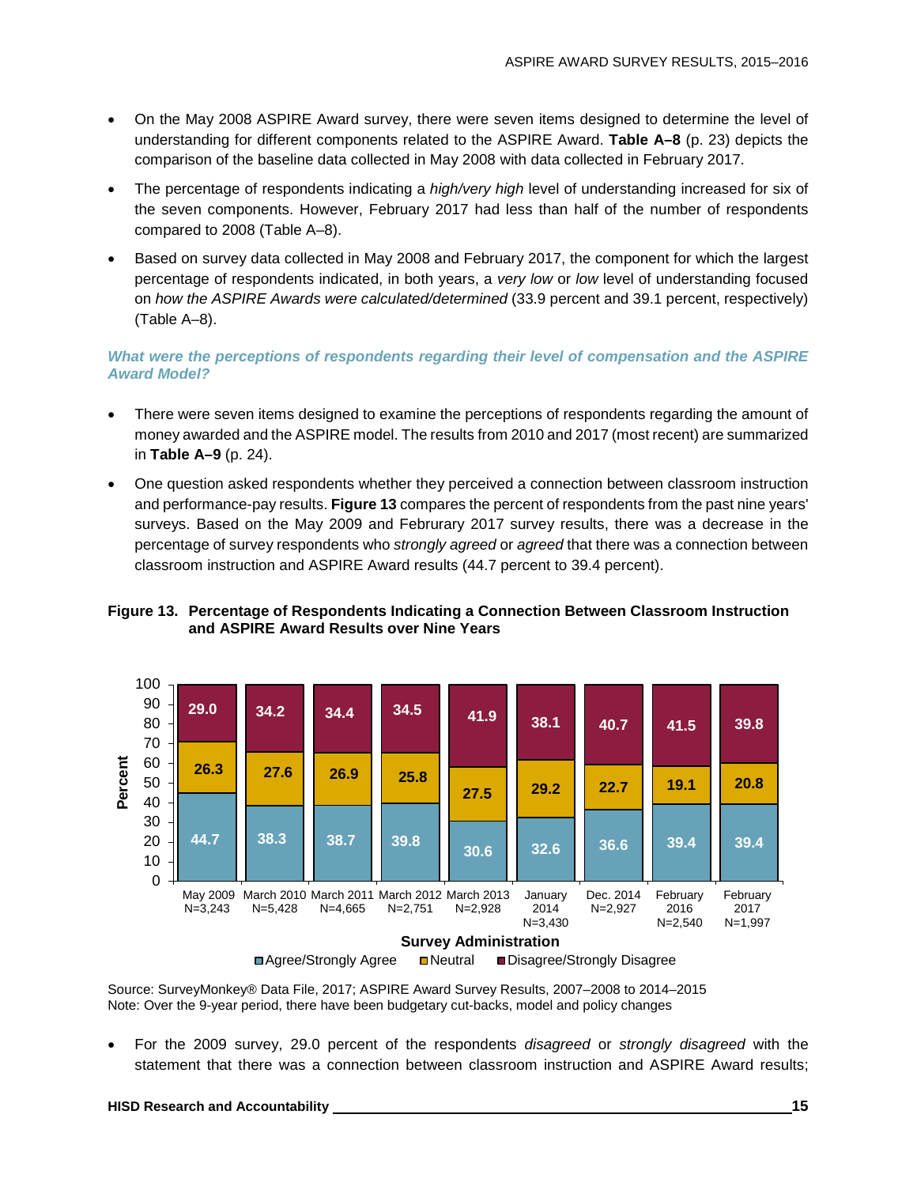- On the May 2008 ASPIRE Award survey, there were seven items designed to determine the level of understanding for different components related to the ASPIRE Award. **Table A–8** (p. 23) depicts the comparison of the baseline data collected in May 2008 with data collected in February 2017.
- The percentage of respondents indicating a *high/very high* level of understanding increased for six of the seven components. However, February 2017 had less than half of the number of respondents compared to 2008 (Table A–8).
- Based on survey data collected in May 2008 and February 2017, the component for which the largest percentage of respondents indicated, in both years, a *very low* or *low* level of understanding focused on *how the ASPIRE Awards were calculated/determined* (33.9 percent and 39.1 percent, respectively) (Table A–8).

### *What were the perceptions of respondents regarding their level of compensation and the ASPIRE Award Model?*

- There were seven items designed to examine the perceptions of respondents regarding the amount of money awarded and the ASPIRE model. The results from 2010 and 2017 (most recent) are summarized in **Table A–9** (p. 24).
- One question asked respondents whether they perceived a connection between classroom instruction and performance-pay results. **Figure 13** compares the percent of respondents from the past nine years' surveys. Based on the May 2009 and Februrary 2017 survey results, there was a decrease in the percentage of survey respondents who *strongly agreed* or *agreed* that there was a connection between classroom instruction and ASPIRE Award results (44.7 percent to 39.4 percent).

**Figure 13. Percentage of Respondents Indicating a Connection Between Classroom Instruction and ASPIRE Award Results over Nine Years**

| Survey Administration | Agree/Strongly Agree | Neutral | Disagree/Strongly Disagree |
|---|---|---|---|
| May 2009 N=3,243 | 44.7 | 26.3 | 29.0 |
| March 2010 N=5,428 | 38.3 | 27.6 | 34.2 |
| March 2011 N=4,665 | 38.7 | 26.9 | 34.4 |
| March 2012 N=2,751 | 39.8 | 25.8 | 34.5 |
| March 2013 N=2,928 | 30.6 | 27.5 | 41.9 |
| January 2014 N=3,430 | 32.6 | 29.2 | 38.1 |
| Dec. 2014 N=2,927 | 36.6 | 22.7 | 40.7 |
| February 2016 N=2,540 | 39.4 | 19.1 | 41.5 |
| February 2017 N=1,997 | 39.4 | 20.8 | 39.8 |

Source: SurveyMonkey® Data File, 2017; ASPIRE Award Survey Results, 2007–2008 to 2014–2015
Note: Over the 9-year period, there have been budgetary cut-backs, model and policy changes

- For the 2009 survey, 29.0 percent of the respondents *disagreed* or *strongly disagreed* with the statement that there was a connection between classroom instruction and ASPIRE Award results;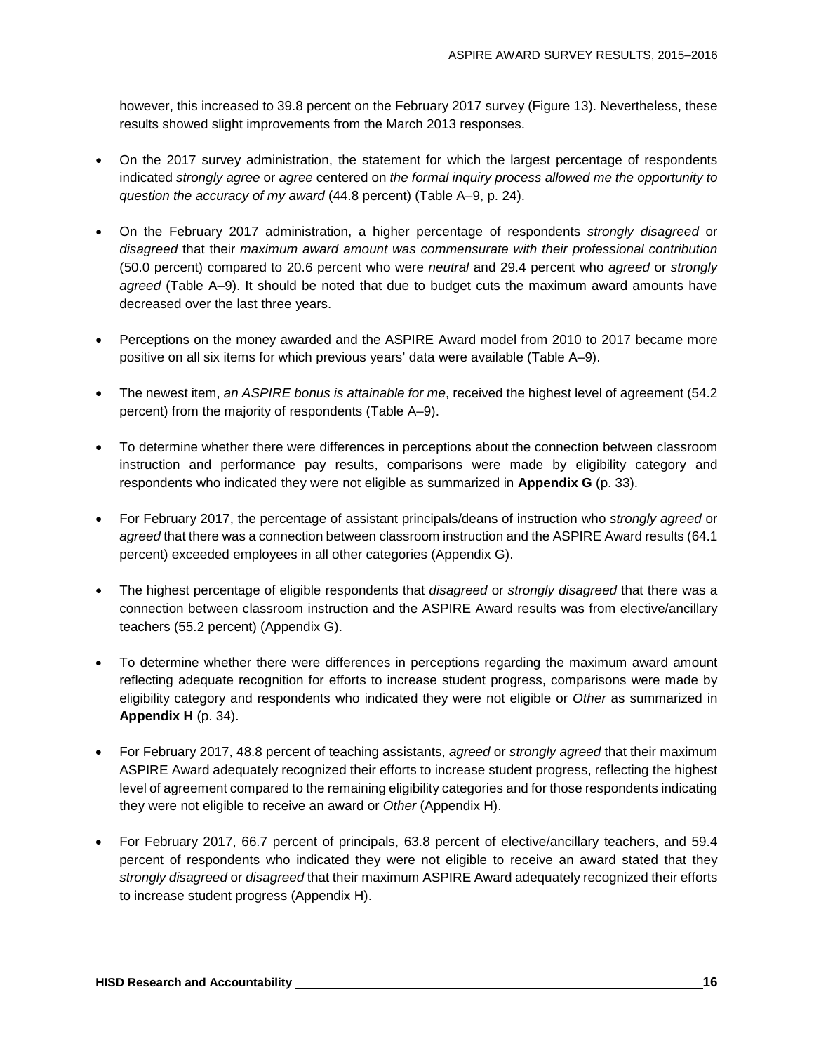however, this increased to 39.8 percent on the February 2017 survey (Figure 13). Nevertheless, these results showed slight improvements from the March 2013 responses.

- On the 2017 survey administration, the statement for which the largest percentage of respondents indicated *strongly agree* or *agree* centered on *the formal inquiry process allowed me the opportunity to question the accuracy of my award* (44.8 percent) (Table A–9, p. 24).
- On the February 2017 administration, a higher percentage of respondents *strongly disagreed* or *disagreed* that their *maximum award amount was commensurate with their professional contribution* (50.0 percent) compared to 20.6 percent who were *neutral* and 29.4 percent who *agreed* or *strongly agreed* (Table A–9). It should be noted that due to budget cuts the maximum award amounts have decreased over the last three years.
- Perceptions on the money awarded and the ASPIRE Award model from 2010 to 2017 became more positive on all six items for which previous years' data were available (Table A–9).
- The newest item, *an ASPIRE bonus is attainable for me*, received the highest level of agreement (54.2 percent) from the majority of respondents (Table A–9).
- To determine whether there were differences in perceptions about the connection between classroom instruction and performance pay results, comparisons were made by eligibility category and respondents who indicated they were not eligible as summarized in **Appendix G** (p. 33).
- For February 2017, the percentage of assistant principals/deans of instruction who *strongly agreed* or *agreed* that there was a connection between classroom instruction and the ASPIRE Award results (64.1 percent) exceeded employees in all other categories (Appendix G).
- The highest percentage of eligible respondents that *disagreed* or *strongly disagreed* that there was a connection between classroom instruction and the ASPIRE Award results was from elective/ancillary teachers (55.2 percent) (Appendix G).
- To determine whether there were differences in perceptions regarding the maximum award amount reflecting adequate recognition for efforts to increase student progress, comparisons were made by eligibility category and respondents who indicated they were not eligible or *Other* as summarized in **Appendix H** (p. 34).
- For February 2017, 48.8 percent of teaching assistants, *agreed* or *strongly agreed* that their maximum ASPIRE Award adequately recognized their efforts to increase student progress, reflecting the highest level of agreement compared to the remaining eligibility categories and for those respondents indicating they were not eligible to receive an award or *Other* (Appendix H).
- For February 2017, 66.7 percent of principals, 63.8 percent of elective/ancillary teachers, and 59.4 percent of respondents who indicated they were not eligible to receive an award stated that they *strongly disagreed* or *disagreed* that their maximum ASPIRE Award adequately recognized their efforts to increase student progress (Appendix H).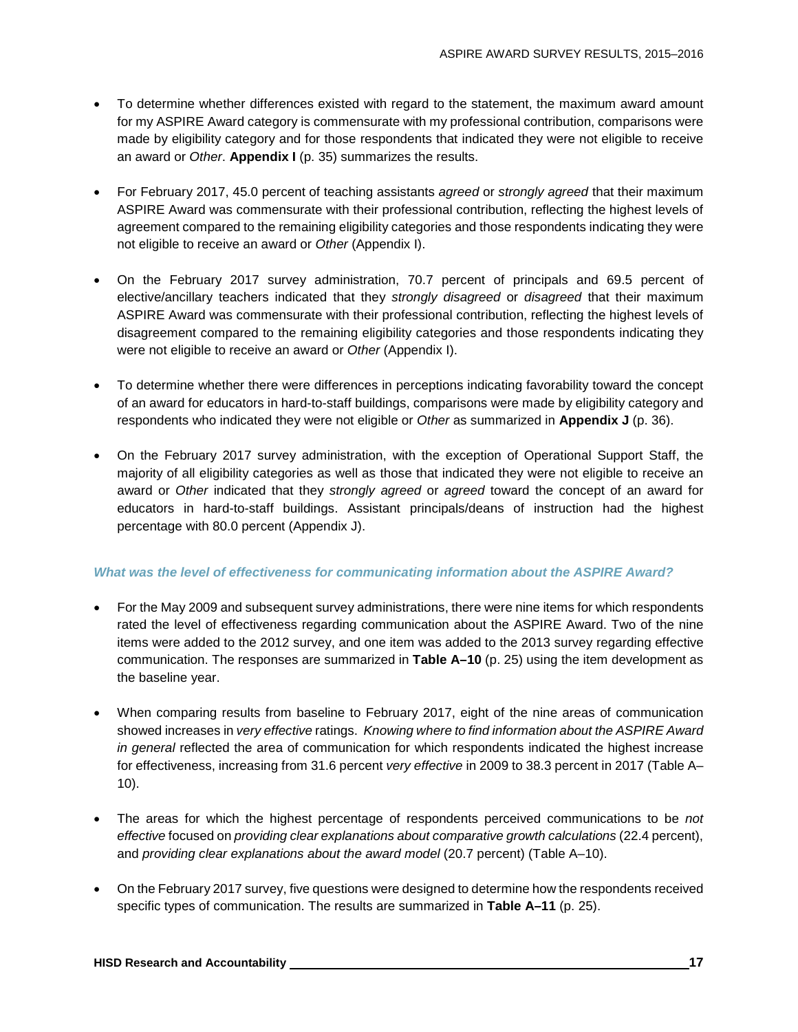- To determine whether differences existed with regard to the statement, the maximum award amount for my ASPIRE Award category is commensurate with my professional contribution, comparisons were made by eligibility category and for those respondents that indicated they were not eligible to receive an award or *Other*. **Appendix I** (p. 35) summarizes the results.

- For February 2017, 45.0 percent of teaching assistants *agreed* or *strongly agreed* that their maximum ASPIRE Award was commensurate with their professional contribution, reflecting the highest levels of agreement compared to the remaining eligibility categories and those respondents indicating they were not eligible to receive an award or *Other* (Appendix I).

- On the February 2017 survey administration, 70.7 percent of principals and 69.5 percent of elective/ancillary teachers indicated that they *strongly disagreed* or *disagreed* that their maximum ASPIRE Award was commensurate with their professional contribution, reflecting the highest levels of disagreement compared to the remaining eligibility categories and those respondents indicating they were not eligible to receive an award or *Other* (Appendix I).

- To determine whether there were differences in perceptions indicating favorability toward the concept of an award for educators in hard-to-staff buildings, comparisons were made by eligibility category and respondents who indicated they were not eligible or *Other* as summarized in **Appendix J** (p. 36).

- On the February 2017 survey administration, with the exception of Operational Support Staff, the majority of all eligibility categories as well as those that indicated they were not eligible to receive an award or *Other* indicated that they *strongly agreed* or *agreed* toward the concept of an award for educators in hard-to-staff buildings. Assistant principals/deans of instruction had the highest percentage with 80.0 percent (Appendix J).

### *What was the level of effectiveness for communicating information about the ASPIRE Award?*

- For the May 2009 and subsequent survey administrations, there were nine items for which respondents rated the level of effectiveness regarding communication about the ASPIRE Award. Two of the nine items were added to the 2012 survey, and one item was added to the 2013 survey regarding effective communication. The responses are summarized in **Table A–10** (p. 25) using the item development as the baseline year.

- When comparing results from baseline to February 2017, eight of the nine areas of communication showed increases in *very effective* ratings. *Knowing where to find information about the ASPIRE Award in general* reflected the area of communication for which respondents indicated the highest increase for effectiveness, increasing from 31.6 percent *very effective* in 2009 to 38.3 percent in 2017 (Table A–10).

- The areas for which the highest percentage of respondents perceived communications to be *not effective* focused on *providing clear explanations about comparative growth calculations* (22.4 percent), and *providing clear explanations about the award model* (20.7 percent) (Table A–10).

- On the February 2017 survey, five questions were designed to determine how the respondents received specific types of communication. The results are summarized in **Table A–11** (p. 25).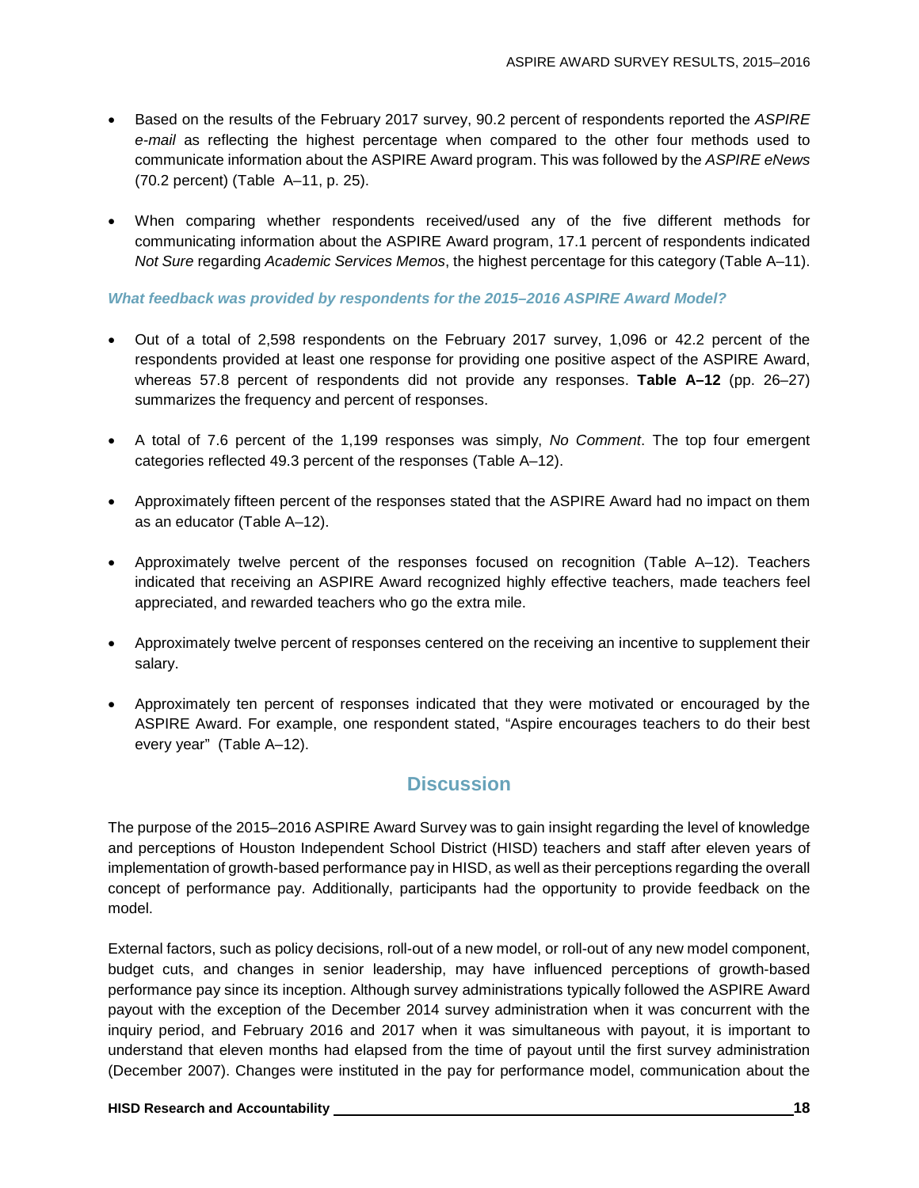- Based on the results of the February 2017 survey, 90.2 percent of respondents reported the *ASPIRE e-mail* as reflecting the highest percentage when compared to the other four methods used to communicate information about the ASPIRE Award program. This was followed by the *ASPIRE eNews* (70.2 percent) (Table A–11, p. 25).

- When comparing whether respondents received/used any of the five different methods for communicating information about the ASPIRE Award program, 17.1 percent of respondents indicated *Not Sure* regarding *Academic Services Memos*, the highest percentage for this category (Table A–11).

### *What feedback was provided by respondents for the 2015–2016 ASPIRE Award Model?*

- Out of a total of 2,598 respondents on the February 2017 survey, 1,096 or 42.2 percent of the respondents provided at least one response for providing one positive aspect of the ASPIRE Award, whereas 57.8 percent of respondents did not provide any responses. **Table A–12** (pp. 26–27) summarizes the frequency and percent of responses.

- A total of 7.6 percent of the 1,199 responses was simply, *No Comment*. The top four emergent categories reflected 49.3 percent of the responses (Table A–12).

- Approximately fifteen percent of the responses stated that the ASPIRE Award had no impact on them as an educator (Table A–12).

- Approximately twelve percent of the responses focused on recognition (Table A–12). Teachers indicated that receiving an ASPIRE Award recognized highly effective teachers, made teachers feel appreciated, and rewarded teachers who go the extra mile.

- Approximately twelve percent of responses centered on the receiving an incentive to supplement their salary.

- Approximately ten percent of responses indicated that they were motivated or encouraged by the ASPIRE Award. For example, one respondent stated, "Aspire encourages teachers to do their best every year" (Table A–12).

## Discussion

The purpose of the 2015–2016 ASPIRE Award Survey was to gain insight regarding the level of knowledge and perceptions of Houston Independent School District (HISD) teachers and staff after eleven years of implementation of growth-based performance pay in HISD, as well as their perceptions regarding the overall concept of performance pay. Additionally, participants had the opportunity to provide feedback on the model.

External factors, such as policy decisions, roll-out of a new model, or roll-out of any new model component, budget cuts, and changes in senior leadership, may have influenced perceptions of growth-based performance pay since its inception. Although survey administrations typically followed the ASPIRE Award payout with the exception of the December 2014 survey administration when it was concurrent with the inquiry period, and February 2016 and 2017 when it was simultaneous with payout, it is important to understand that eleven months had elapsed from the time of payout until the first survey administration (December 2007). Changes were instituted in the pay for performance model, communication about the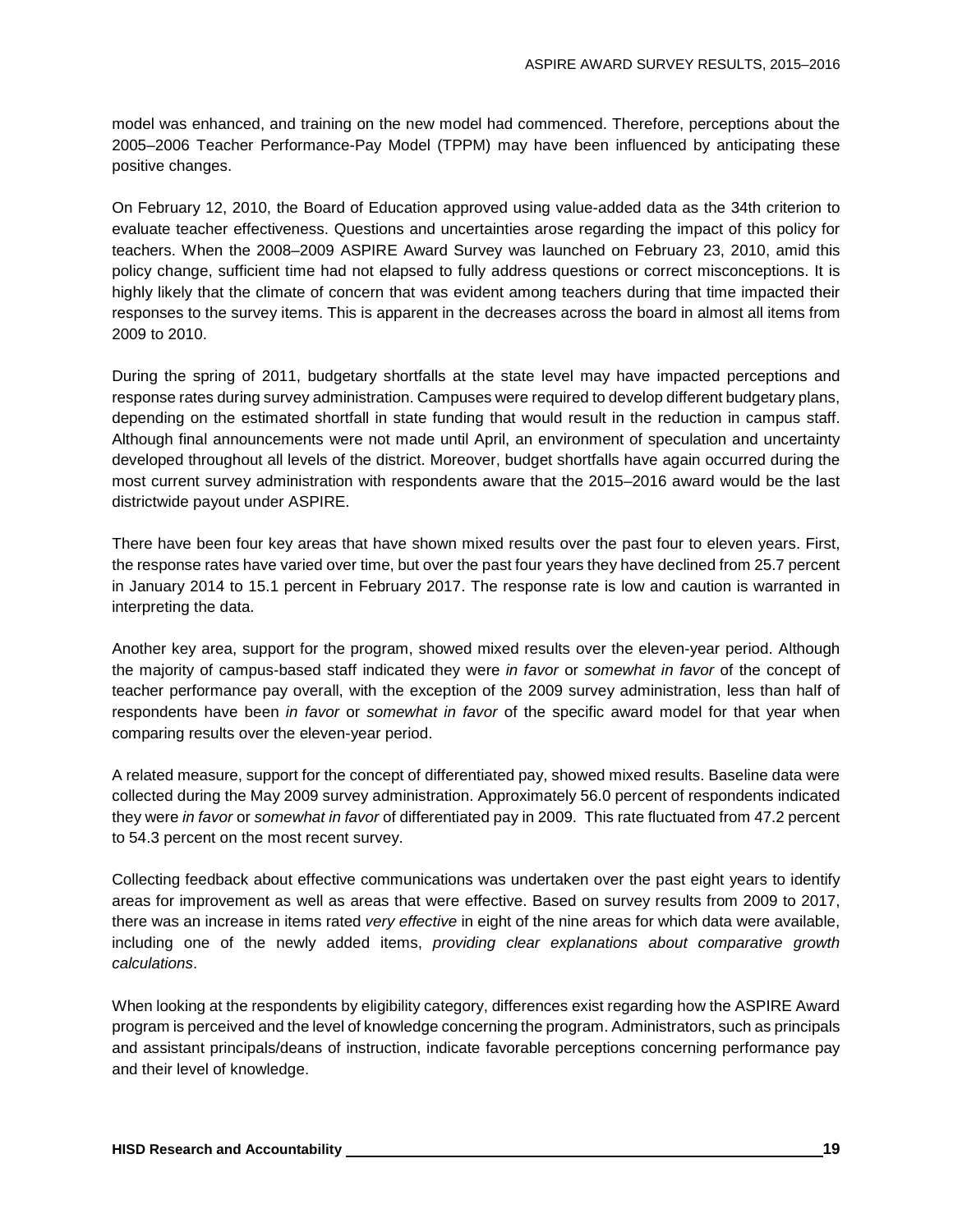model was enhanced, and training on the new model had commenced. Therefore, perceptions about the 2005–2006 Teacher Performance-Pay Model (TPPM) may have been influenced by anticipating these positive changes.

On February 12, 2010, the Board of Education approved using value-added data as the 34th criterion to evaluate teacher effectiveness. Questions and uncertainties arose regarding the impact of this policy for teachers. When the 2008–2009 ASPIRE Award Survey was launched on February 23, 2010, amid this policy change, sufficient time had not elapsed to fully address questions or correct misconceptions. It is highly likely that the climate of concern that was evident among teachers during that time impacted their responses to the survey items. This is apparent in the decreases across the board in almost all items from 2009 to 2010.

During the spring of 2011, budgetary shortfalls at the state level may have impacted perceptions and response rates during survey administration. Campuses were required to develop different budgetary plans, depending on the estimated shortfall in state funding that would result in the reduction in campus staff. Although final announcements were not made until April, an environment of speculation and uncertainty developed throughout all levels of the district. Moreover, budget shortfalls have again occurred during the most current survey administration with respondents aware that the 2015–2016 award would be the last districtwide payout under ASPIRE.

There have been four key areas that have shown mixed results over the past four to eleven years. First, the response rates have varied over time, but over the past four years they have declined from 25.7 percent in January 2014 to 15.1 percent in February 2017. The response rate is low and caution is warranted in interpreting the data.

Another key area, support for the program, showed mixed results over the eleven-year period. Although the majority of campus-based staff indicated they were *in favor* or *somewhat in favor* of the concept of teacher performance pay overall, with the exception of the 2009 survey administration, less than half of respondents have been *in favor* or *somewhat in favor* of the specific award model for that year when comparing results over the eleven-year period.

A related measure, support for the concept of differentiated pay, showed mixed results. Baseline data were collected during the May 2009 survey administration. Approximately 56.0 percent of respondents indicated they were *in favor* or *somewhat in favor* of differentiated pay in 2009. This rate fluctuated from 47.2 percent to 54.3 percent on the most recent survey.

Collecting feedback about effective communications was undertaken over the past eight years to identify areas for improvement as well as areas that were effective. Based on survey results from 2009 to 2017, there was an increase in items rated *very effective* in eight of the nine areas for which data were available, including one of the newly added items, *providing clear explanations about comparative growth calculations*.

When looking at the respondents by eligibility category, differences exist regarding how the ASPIRE Award program is perceived and the level of knowledge concerning the program. Administrators, such as principals and assistant principals/deans of instruction, indicate favorable perceptions concerning performance pay and their level of knowledge.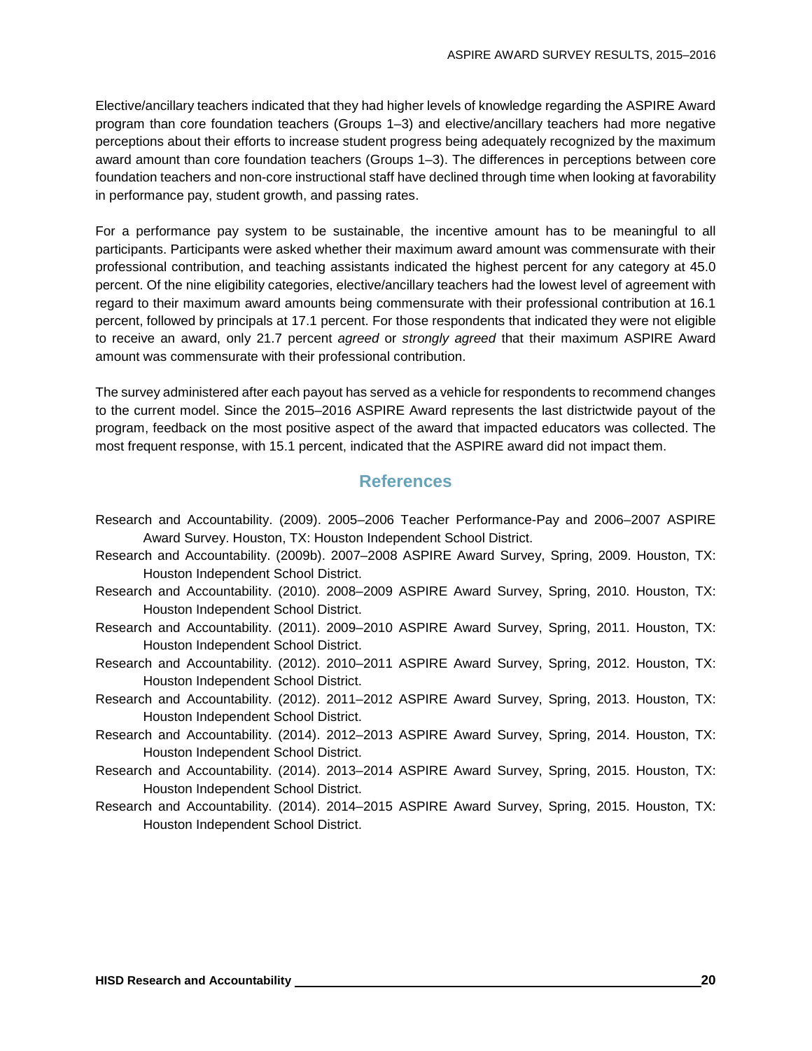Elective/ancillary teachers indicated that they had higher levels of knowledge regarding the ASPIRE Award program than core foundation teachers (Groups 1–3) and elective/ancillary teachers had more negative perceptions about their efforts to increase student progress being adequately recognized by the maximum award amount than core foundation teachers (Groups 1–3). The differences in perceptions between core foundation teachers and non-core instructional staff have declined through time when looking at favorability in performance pay, student growth, and passing rates.

For a performance pay system to be sustainable, the incentive amount has to be meaningful to all participants. Participants were asked whether their maximum award amount was commensurate with their professional contribution, and teaching assistants indicated the highest percent for any category at 45.0 percent. Of the nine eligibility categories, elective/ancillary teachers had the lowest level of agreement with regard to their maximum award amounts being commensurate with their professional contribution at 16.1 percent, followed by principals at 17.1 percent. For those respondents that indicated they were not eligible to receive an award, only 21.7 percent *agreed* or *strongly agreed* that their maximum ASPIRE Award amount was commensurate with their professional contribution.

The survey administered after each payout has served as a vehicle for respondents to recommend changes to the current model. Since the 2015–2016 ASPIRE Award represents the last districtwide payout of the program, feedback on the most positive aspect of the award that impacted educators was collected. The most frequent response, with 15.1 percent, indicated that the ASPIRE award did not impact them.

## References

Research and Accountability. (2009). 2005–2006 Teacher Performance-Pay and 2006–2007 ASPIRE Award Survey. Houston, TX: Houston Independent School District.

Research and Accountability. (2009b). 2007–2008 ASPIRE Award Survey, Spring, 2009. Houston, TX: Houston Independent School District.

Research and Accountability. (2010). 2008–2009 ASPIRE Award Survey, Spring, 2010. Houston, TX: Houston Independent School District.

Research and Accountability. (2011). 2009–2010 ASPIRE Award Survey, Spring, 2011. Houston, TX: Houston Independent School District.

Research and Accountability. (2012). 2010–2011 ASPIRE Award Survey, Spring, 2012. Houston, TX: Houston Independent School District.

Research and Accountability. (2012). 2011–2012 ASPIRE Award Survey, Spring, 2013. Houston, TX: Houston Independent School District.

Research and Accountability. (2014). 2012–2013 ASPIRE Award Survey, Spring, 2014. Houston, TX: Houston Independent School District.

Research and Accountability. (2014). 2013–2014 ASPIRE Award Survey, Spring, 2015. Houston, TX: Houston Independent School District.

Research and Accountability. (2014). 2014–2015 ASPIRE Award Survey, Spring, 2015. Houston, TX: Houston Independent School District.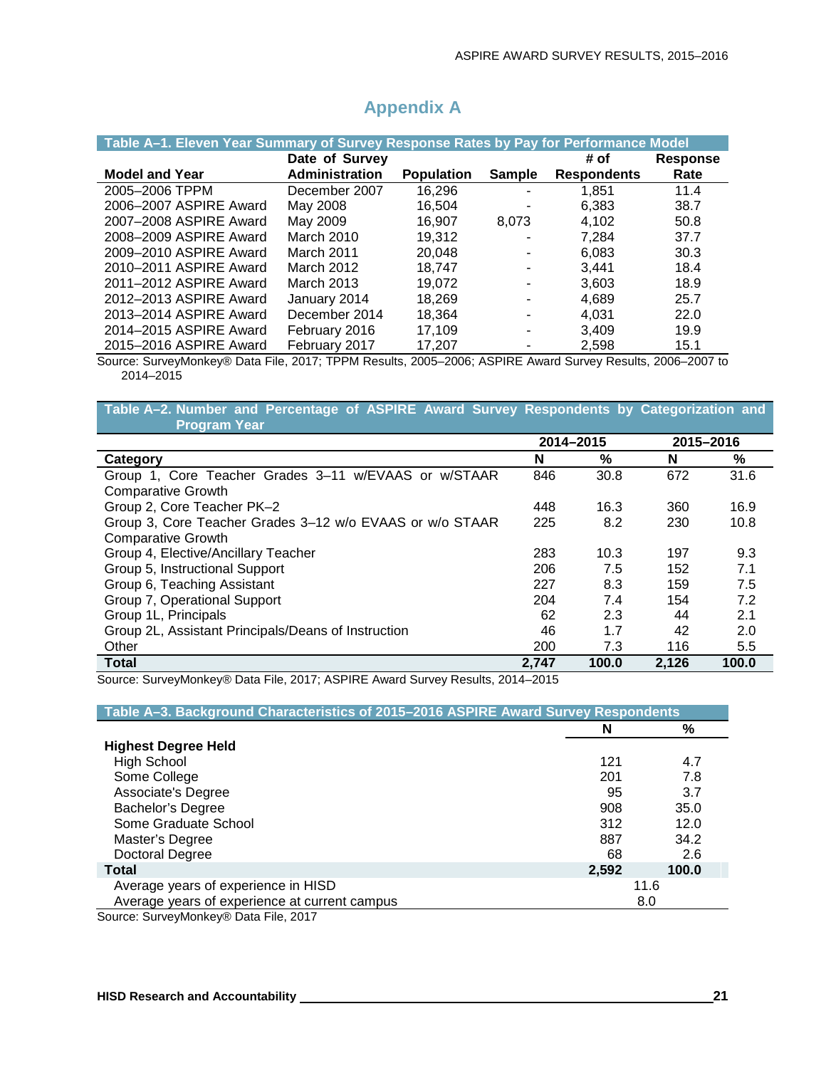# Appendix A

**Table A–1. Eleven Year Summary of Survey Response Rates by Pay for Performance Model**

| Model and Year | Date of Survey Administration | Population | Sample | # of Respondents | Response Rate |
|---|---|---|---|---|---|
| 2005–2006 TPPM | December 2007 | 16,296 | - | 1,851 | 11.4 |
| 2006–2007 ASPIRE Award | May 2008 | 16,504 | - | 6,383 | 38.7 |
| 2007–2008 ASPIRE Award | May 2009 | 16,907 | 8,073 | 4,102 | 50.8 |
| 2008–2009 ASPIRE Award | March 2010 | 19,312 | - | 7,284 | 37.7 |
| 2009–2010 ASPIRE Award | March 2011 | 20,048 | - | 6,083 | 30.3 |
| 2010–2011 ASPIRE Award | March 2012 | 18,747 | - | 3,441 | 18.4 |
| 2011–2012 ASPIRE Award | March 2013 | 19,072 | - | 3,603 | 18.9 |
| 2012–2013 ASPIRE Award | January 2014 | 18,269 | - | 4,689 | 25.7 |
| 2013–2014 ASPIRE Award | December 2014 | 18,364 | - | 4,031 | 22.0 |
| 2014–2015 ASPIRE Award | February 2016 | 17,109 | - | 3,409 | 19.9 |
| 2015–2016 ASPIRE Award | February 2017 | 17,207 | - | 2,598 | 15.1 |

Source: SurveyMonkey® Data File, 2017; TPPM Results, 2005–2006; ASPIRE Award Survey Results, 2006–2007 to 2014–2015

**Table A–2. Number and Percentage of ASPIRE Award Survey Respondents by Categorization and Program Year**

| | 2014–2015 | | 2015–2016 | |
|---|---|---|---|---|
| Category | N | % | N | % |
| Group 1, Core Teacher Grades 3–11 w/EVAAS or w/STAAR Comparative Growth | 846 | 30.8 | 672 | 31.6 |
| Group 2, Core Teacher PK–2 | 448 | 16.3 | 360 | 16.9 |
| Group 3, Core Teacher Grades 3–12 w/o EVAAS or w/o STAAR Comparative Growth | 225 | 8.2 | 230 | 10.8 |
| Group 4, Elective/Ancillary Teacher | 283 | 10.3 | 197 | 9.3 |
| Group 5, Instructional Support | 206 | 7.5 | 152 | 7.1 |
| Group 6, Teaching Assistant | 227 | 8.3 | 159 | 7.5 |
| Group 7, Operational Support | 204 | 7.4 | 154 | 7.2 |
| Group 1L, Principals | 62 | 2.3 | 44 | 2.1 |
| Group 2L, Assistant Principals/Deans of Instruction | 46 | 1.7 | 42 | 2.0 |
| Other | 200 | 7.3 | 116 | 5.5 |
| **Total** | **2,747** | **100.0** | **2,126** | **100.0** |

Source: SurveyMonkey® Data File, 2017; ASPIRE Award Survey Results, 2014–2015

**Table A–3. Background Characteristics of 2015–2016 ASPIRE Award Survey Respondents**

| | N | % |
|---|---|---|
| **Highest Degree Held** | | |
| High School | 121 | 4.7 |
| Some College | 201 | 7.8 |
| Associate's Degree | 95 | 3.7 |
| Bachelor's Degree | 908 | 35.0 |
| Some Graduate School | 312 | 12.0 |
| Master's Degree | 887 | 34.2 |
| Doctoral Degree | 68 | 2.6 |
| **Total** | **2,592** | **100.0** |
| Average years of experience in HISD | 11.6 | |
| Average years of experience at current campus | 8.0 | |

Source: SurveyMonkey® Data File, 2017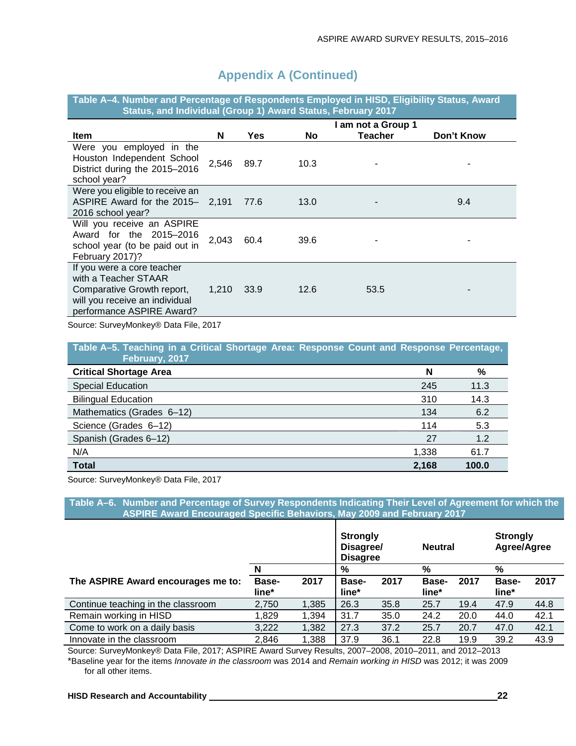## Appendix A (Continued)

**Table A–4. Number and Percentage of Respondents Employed in HISD, Eligibility Status, Award Status, and Individual (Group 1) Award Status, February 2017**

| Item | N | Yes | No | I am not a Group 1 Teacher | Don't Know |
|---|---|---|---|---|---|
| Were you employed in the Houston Independent School District during the 2015–2016 school year? | 2,546 | 89.7 | 10.3 | - | - |
| Were you eligible to receive an ASPIRE Award for the 2015–2016 school year? | 2,191 | 77.6 | 13.0 | - | 9.4 |
| Will you receive an ASPIRE Award for the 2015–2016 school year (to be paid out in February 2017)? | 2,043 | 60.4 | 39.6 | - | - |
| If you were a core teacher with a Teacher STAAR Comparative Growth report, will you receive an individual performance ASPIRE Award? | 1,210 | 33.9 | 12.6 | 53.5 | - |

Source: SurveyMonkey® Data File, 2017

**Table A–5. Teaching in a Critical Shortage Area: Response Count and Response Percentage, February, 2017**

| Critical Shortage Area | N | % |
|---|---|---|
| Special Education | 245 | 11.3 |
| Bilingual Education | 310 | 14.3 |
| Mathematics (Grades 6–12) | 134 | 6.2 |
| Science (Grades 6–12) | 114 | 5.3 |
| Spanish (Grades 6–12) | 27 | 1.2 |
| N/A | 1,338 | 61.7 |
| **Total** | **2,168** | **100.0** |

Source: SurveyMonkey® Data File, 2017

**Table A–6. Number and Percentage of Survey Respondents Indicating Their Level of Agreement for which the ASPIRE Award Encouraged Specific Behaviors, May 2009 and February 2017**

| The ASPIRE Award encourages me to: | N | | Strongly Disagree/ Disagree % | | Neutral % | | Strongly Agree/Agree % | |
|---|---|---|---|---|---|---|---|---|
| | Baseline* | 2017 | Baseline* | 2017 | Baseline* | 2017 | Baseline* | 2017 |
| Continue teaching in the classroom | 2,750 | 1,385 | 26.3 | 35.8 | 25.7 | 19.4 | 47.9 | 44.8 |
| Remain working in HISD | 1,829 | 1,394 | 31.7 | 35.0 | 24.2 | 20.0 | 44.0 | 42.1 |
| Come to work on a daily basis | 3,222 | 1,382 | 27.3 | 37.2 | 25.7 | 20.7 | 47.0 | 42.1 |
| Innovate in the classroom | 2,846 | 1,388 | 37.9 | 36.1 | 22.8 | 19.9 | 39.2 | 43.9 |

Source: SurveyMonkey® Data File, 2017; ASPIRE Award Survey Results, 2007–2008, 2010–2011, and 2012–2013

*Baseline year for the items *Innovate in the classroom* was 2014 and *Remain working in HISD* was 2012; it was 2009 for all other items.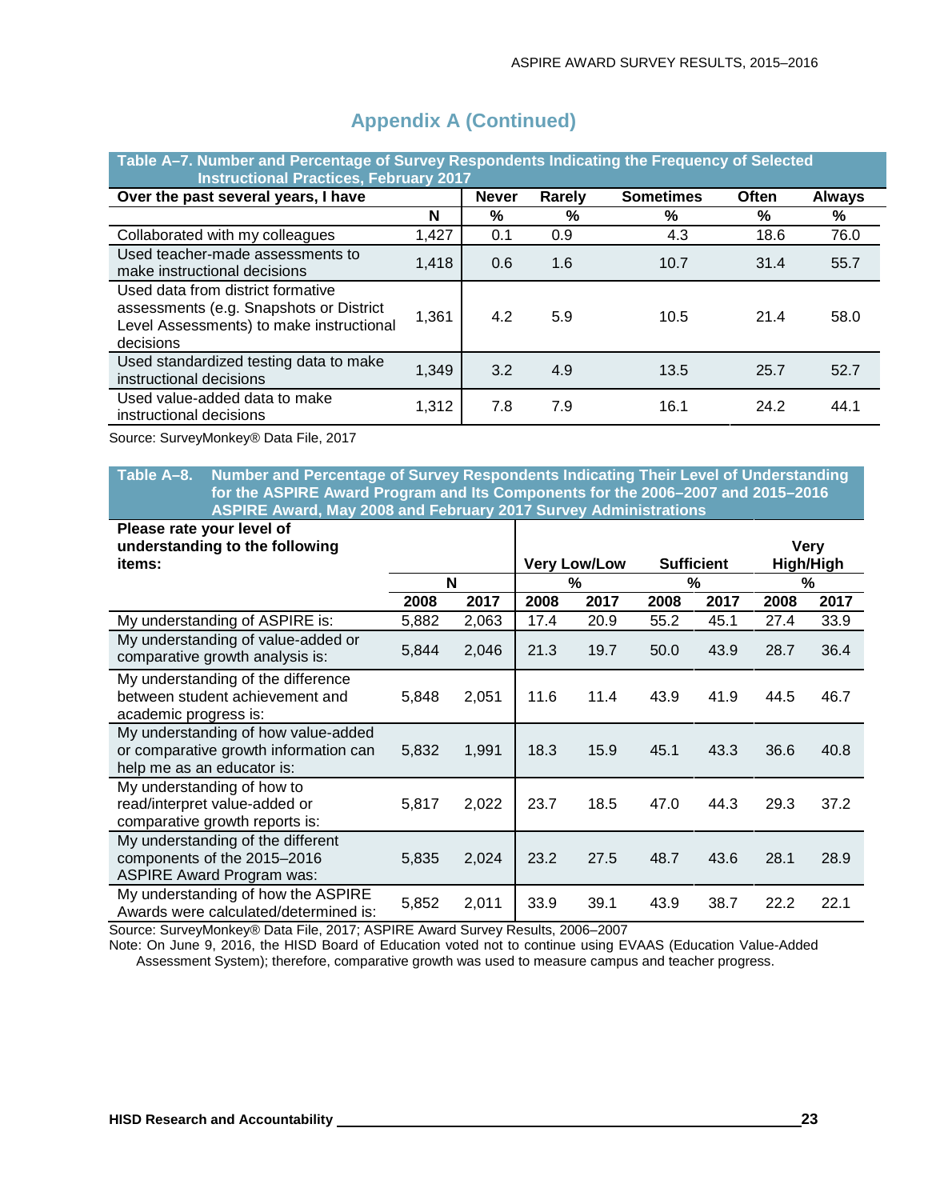## Appendix A (Continued)

**Table A–7. Number and Percentage of Survey Respondents Indicating the Frequency of Selected Instructional Practices, February 2017**

| Over the past several years, I have | N | Never % | Rarely % | Sometimes % | Often % | Always % |
|---|---|---|---|---|---|---|
| Collaborated with my colleagues | 1,427 | 0.1 | 0.9 | 4.3 | 18.6 | 76.0 |
| Used teacher-made assessments to make instructional decisions | 1,418 | 0.6 | 1.6 | 10.7 | 31.4 | 55.7 |
| Used data from district formative assessments (e.g. Snapshots or District Level Assessments) to make instructional decisions | 1,361 | 4.2 | 5.9 | 10.5 | 21.4 | 58.0 |
| Used standardized testing data to make instructional decisions | 1,349 | 3.2 | 4.9 | 13.5 | 25.7 | 52.7 |
| Used value-added data to make instructional decisions | 1,312 | 7.8 | 7.9 | 16.1 | 24.2 | 44.1 |

Source: SurveyMonkey® Data File, 2017

**Table A–8. Number and Percentage of Survey Respondents Indicating Their Level of Understanding for the ASPIRE Award Program and Its Components for the 2006–2007 and 2015–2016 ASPIRE Award, May 2008 and February 2017 Survey Administrations**

| Please rate your level of understanding to the following items: | N | | Very Low/Low % | | Sufficient % | | Very High/High % | |
|---|---|---|---|---|---|---|---|---|
| | 2008 | 2017 | 2008 | 2017 | 2008 | 2017 | 2008 | 2017 |
| My understanding of ASPIRE is: | 5,882 | 2,063 | 17.4 | 20.9 | 55.2 | 45.1 | 27.4 | 33.9 |
| My understanding of value-added or comparative growth analysis is: | 5,844 | 2,046 | 21.3 | 19.7 | 50.0 | 43.9 | 28.7 | 36.4 |
| My understanding of the difference between student achievement and academic progress is: | 5,848 | 2,051 | 11.6 | 11.4 | 43.9 | 41.9 | 44.5 | 46.7 |
| My understanding of how value-added or comparative growth information can help me as an educator is: | 5,832 | 1,991 | 18.3 | 15.9 | 45.1 | 43.3 | 36.6 | 40.8 |
| My understanding of how to read/interpret value-added or comparative growth reports is: | 5,817 | 2,022 | 23.7 | 18.5 | 47.0 | 44.3 | 29.3 | 37.2 |
| My understanding of the different components of the 2015–2016 ASPIRE Award Program was: | 5,835 | 2,024 | 23.2 | 27.5 | 48.7 | 43.6 | 28.1 | 28.9 |
| My understanding of how the ASPIRE Awards were calculated/determined is: | 5,852 | 2,011 | 33.9 | 39.1 | 43.9 | 38.7 | 22.2 | 22.1 |

Source: SurveyMonkey® Data File, 2017; ASPIRE Award Survey Results, 2006–2007

Note: On June 9, 2016, the HISD Board of Education voted not to continue using EVAAS (Education Value-Added Assessment System); therefore, comparative growth was used to measure campus and teacher progress.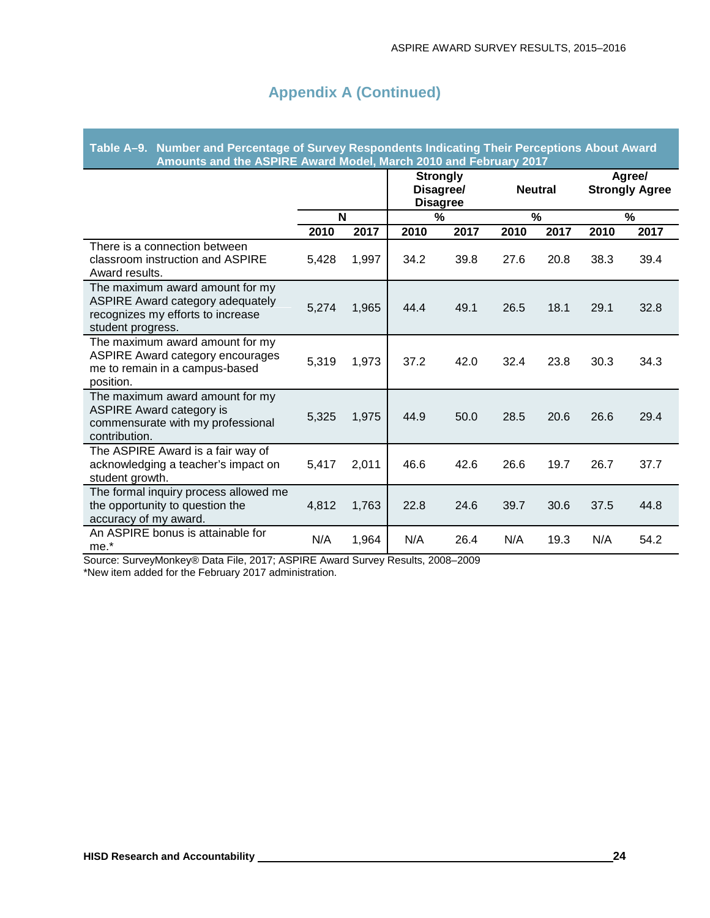## Appendix A (Continued)

**Table A–9. Number and Percentage of Survey Respondents Indicating Their Perceptions About Award Amounts and the ASPIRE Award Model, March 2010 and February 2017**

| | | | Strongly Disagree/ Disagree | | Neutral | | Agree/ Strongly Agree | |
|---|---|---|---|---|---|---|---|---|
| | N | | % | | % | | % | |
| | 2010 | 2017 | 2010 | 2017 | 2010 | 2017 | 2010 | 2017 |
| There is a connection between classroom instruction and ASPIRE Award results. | 5,428 | 1,997 | 34.2 | 39.8 | 27.6 | 20.8 | 38.3 | 39.4 |
| The maximum award amount for my ASPIRE Award category adequately recognizes my efforts to increase student progress. | 5,274 | 1,965 | 44.4 | 49.1 | 26.5 | 18.1 | 29.1 | 32.8 |
| The maximum award amount for my ASPIRE Award category encourages me to remain in a campus-based position. | 5,319 | 1,973 | 37.2 | 42.0 | 32.4 | 23.8 | 30.3 | 34.3 |
| The maximum award amount for my ASPIRE Award category is commensurate with my professional contribution. | 5,325 | 1,975 | 44.9 | 50.0 | 28.5 | 20.6 | 26.6 | 29.4 |
| The ASPIRE Award is a fair way of acknowledging a teacher's impact on student growth. | 5,417 | 2,011 | 46.6 | 42.6 | 26.6 | 19.7 | 26.7 | 37.7 |
| The formal inquiry process allowed me the opportunity to question the accuracy of my award. | 4,812 | 1,763 | 22.8 | 24.6 | 39.7 | 30.6 | 37.5 | 44.8 |
| An ASPIRE bonus is attainable for me.* | N/A | 1,964 | N/A | 26.4 | N/A | 19.3 | N/A | 54.2 |

Source: SurveyMonkey® Data File, 2017; ASPIRE Award Survey Results, 2008–2009
*New item added for the February 2017 administration.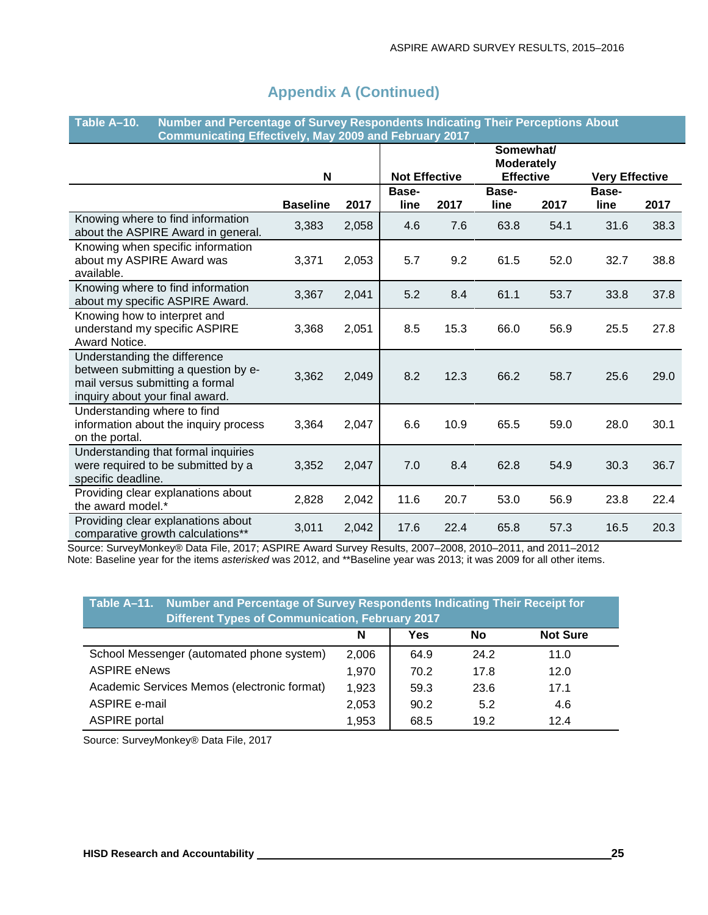## Appendix A (Continued)

**Table A–10. Number and Percentage of Survey Respondents Indicating Their Perceptions About Communicating Effectively, May 2009 and February 2017**

| | N | | Not Effective | | Somewhat/ Moderately Effective | | Very Effective | |
|---|---|---|---|---|---|---|---|---|
| | Baseline | 2017 | Base-line | 2017 | Base-line | 2017 | Base-line | 2017 |
| Knowing where to find information about the ASPIRE Award in general. | 3,383 | 2,058 | 4.6 | 7.6 | 63.8 | 54.1 | 31.6 | 38.3 |
| Knowing when specific information about my ASPIRE Award was available. | 3,371 | 2,053 | 5.7 | 9.2 | 61.5 | 52.0 | 32.7 | 38.8 |
| Knowing where to find information about my specific ASPIRE Award. | 3,367 | 2,041 | 5.2 | 8.4 | 61.1 | 53.7 | 33.8 | 37.8 |
| Knowing how to interpret and understand my specific ASPIRE Award Notice. | 3,368 | 2,051 | 8.5 | 15.3 | 66.0 | 56.9 | 25.5 | 27.8 |
| Understanding the difference between submitting a question by e-mail versus submitting a formal inquiry about your final award. | 3,362 | 2,049 | 8.2 | 12.3 | 66.2 | 58.7 | 25.6 | 29.0 |
| Understanding where to find information about the inquiry process on the portal. | 3,364 | 2,047 | 6.6 | 10.9 | 65.5 | 59.0 | 28.0 | 30.1 |
| Understanding that formal inquiries were required to be submitted by a specific deadline. | 3,352 | 2,047 | 7.0 | 8.4 | 62.8 | 54.9 | 30.3 | 36.7 |
| Providing clear explanations about the award model.* | 2,828 | 2,042 | 11.6 | 20.7 | 53.0 | 56.9 | 23.8 | 22.4 |
| Providing clear explanations about comparative growth calculations** | 3,011 | 2,042 | 17.6 | 22.4 | 65.8 | 57.3 | 16.5 | 20.3 |

Source: SurveyMonkey® Data File, 2017; ASPIRE Award Survey Results, 2007–2008, 2010–2011, and 2011–2012
Note: Baseline year for the items *asterisked* was 2012, and **Baseline year was 2013; it was 2009 for all other items.

**Table A–11. Number and Percentage of Survey Respondents Indicating Their Receipt for Different Types of Communication, February 2017**

| | N | Yes | No | Not Sure |
|---|---|---|---|---|
| School Messenger (automated phone system) | 2,006 | 64.9 | 24.2 | 11.0 |
| ASPIRE eNews | 1,970 | 70.2 | 17.8 | 12.0 |
| Academic Services Memos (electronic format) | 1,923 | 59.3 | 23.6 | 17.1 |
| ASPIRE e-mail | 2,053 | 90.2 | 5.2 | 4.6 |
| ASPIRE portal | 1,953 | 68.5 | 19.2 | 12.4 |

Source: SurveyMonkey® Data File, 2017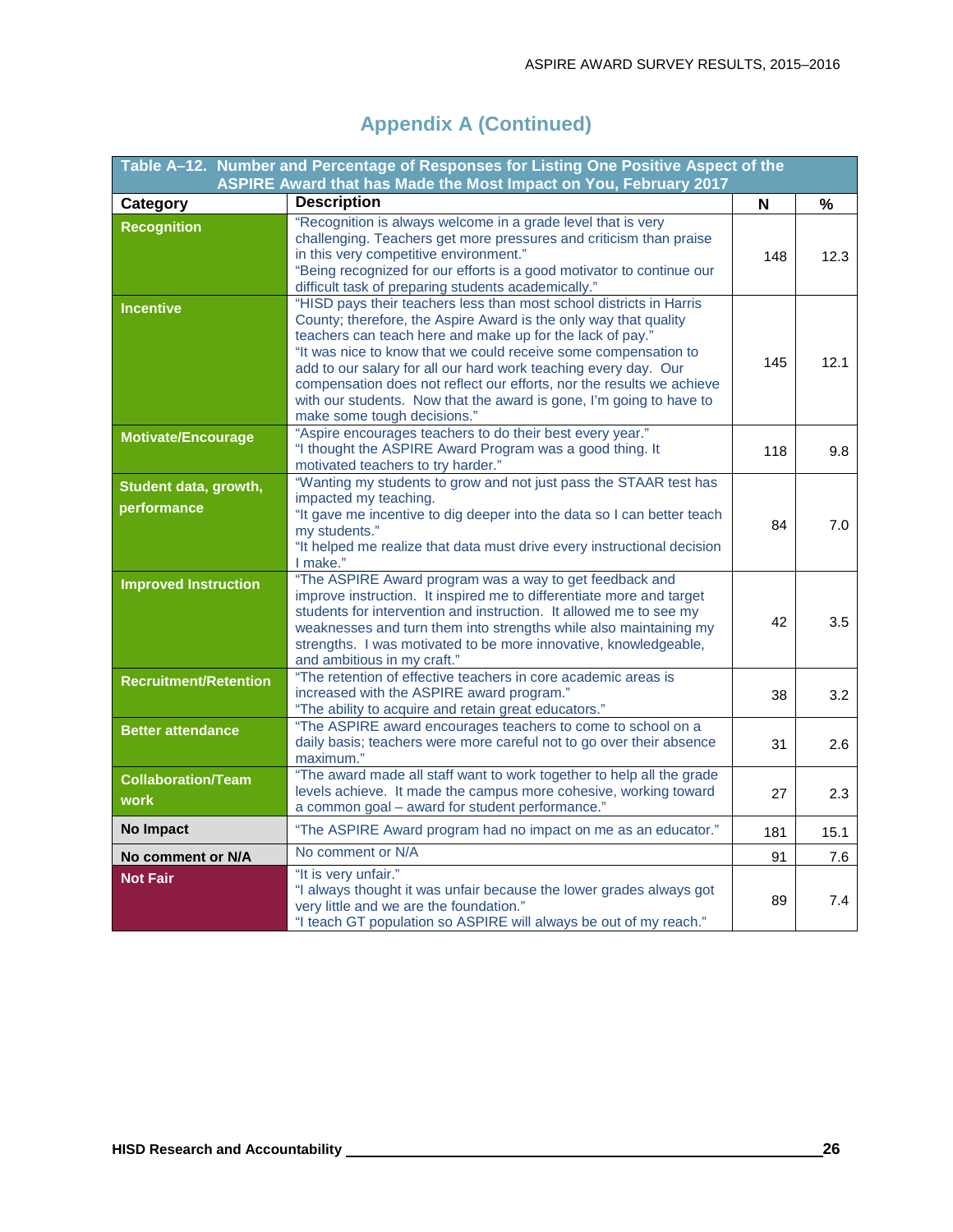## Appendix A (Continued)

**Table A–12. Number and Percentage of Responses for Listing One Positive Aspect of the ASPIRE Award that has Made the Most Impact on You, February 2017**

| Category | Description | N | % |
|---|---|---|---|
| **Recognition** | "Recognition is always welcome in a grade level that is very challenging. Teachers get more pressures and criticism than praise in this very competitive environment."<br>"Being recognized for our efforts is a good motivator to continue our difficult task of preparing students academically." | 148 | 12.3 |
| **Incentive** | "HISD pays their teachers less than most school districts in Harris County; therefore, the Aspire Award is the only way that quality teachers can teach here and make up for the lack of pay."<br>"It was nice to know that we could receive some compensation to add to our salary for all our hard work teaching every day. Our compensation does not reflect our efforts, nor the results we achieve with our students. Now that the award is gone, I'm going to have to make some tough decisions." | 145 | 12.1 |
| **Motivate/Encourage** | "Aspire encourages teachers to do their best every year."<br>"I thought the ASPIRE Award Program was a good thing. It motivated teachers to try harder." | 118 | 9.8 |
| **Student data, growth, performance** | "Wanting my students to grow and not just pass the STAAR test has impacted my teaching.<br>"It gave me incentive to dig deeper into the data so I can better teach my students."<br>"It helped me realize that data must drive every instructional decision I make." | 84 | 7.0 |
| **Improved Instruction** | "The ASPIRE Award program was a way to get feedback and improve instruction. It inspired me to differentiate more and target students for intervention and instruction. It allowed me to see my weaknesses and turn them into strengths while also maintaining my strengths. I was motivated to be more innovative, knowledgeable, and ambitious in my craft." | 42 | 3.5 |
| **Recruitment/Retention** | "The retention of effective teachers in core academic areas is increased with the ASPIRE award program."<br>"The ability to acquire and retain great educators." | 38 | 3.2 |
| **Better attendance** | "The ASPIRE award encourages teachers to come to school on a daily basis; teachers were more careful not to go over their absence maximum." | 31 | 2.6 |
| **Collaboration/Team work** | "The award made all staff want to work together to help all the grade levels achieve. It made the campus more cohesive, working toward a common goal – award for student performance." | 27 | 2.3 |
| **No Impact** | "The ASPIRE Award program had no impact on me as an educator." | 181 | 15.1 |
| **No comment or N/A** | No comment or N/A | 91 | 7.6 |
| **Not Fair** | "It is very unfair."<br>"I always thought it was unfair because the lower grades always got very little and we are the foundation."<br>"I teach GT population so ASPIRE will always be out of my reach." | 89 | 7.4 |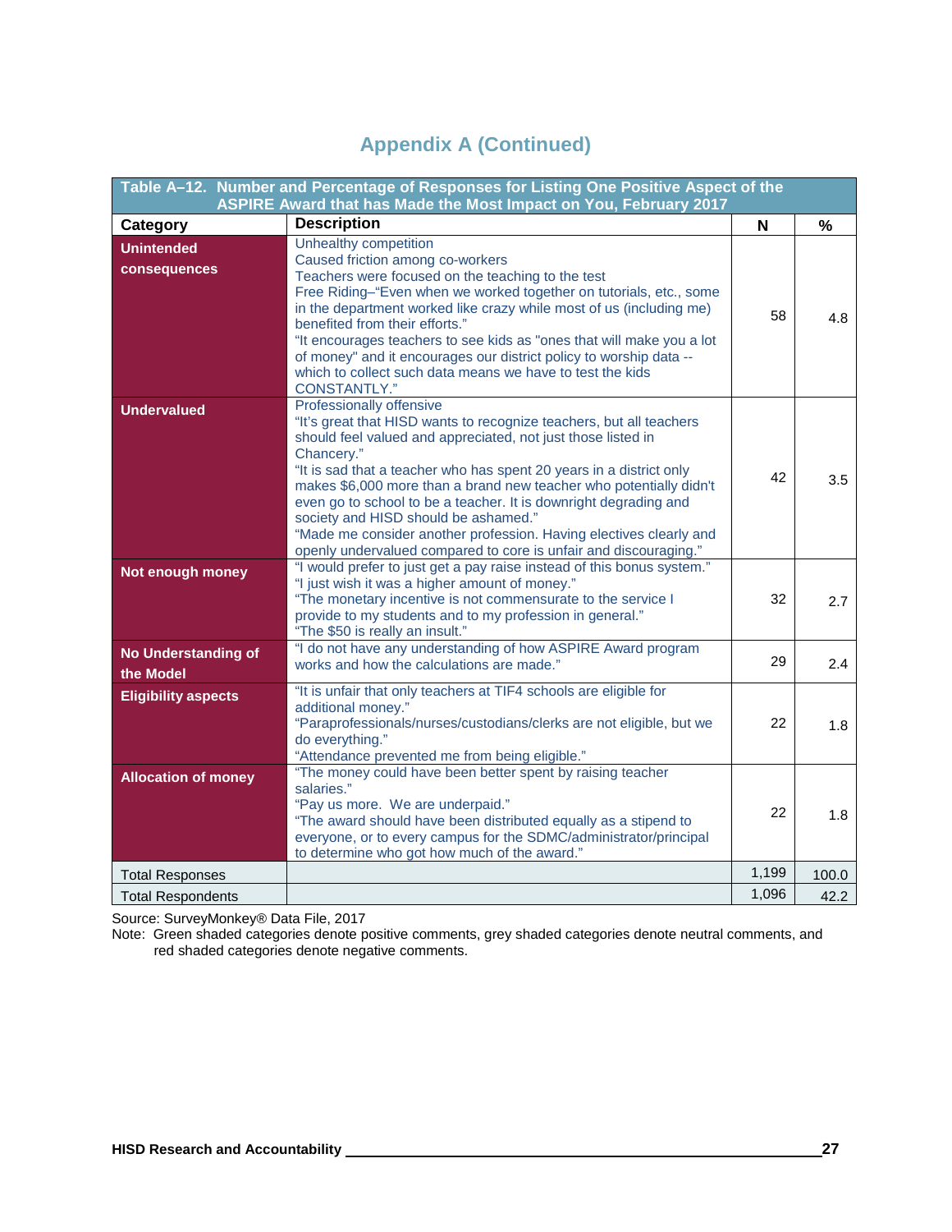## Appendix A (Continued)

**Table A–12. Number and Percentage of Responses for Listing One Positive Aspect of the ASPIRE Award that has Made the Most Impact on You, February 2017**

| Category | Description | N | % |
|---|---|---|---|
| **Unintended consequences** | Unhealthy competition<br>Caused friction among co-workers<br>Teachers were focused on the teaching to the test<br>Free Riding–"Even when we worked together on tutorials, etc., some in the department worked like crazy while most of us (including me) benefited from their efforts."<br>"It encourages teachers to see kids as "ones that will make you a lot of money" and it encourages our district policy to worship data -- which to collect such data means we have to test the kids CONSTANTLY." | 58 | 4.8 |
| **Undervalued** | Professionally offensive<br>"It's great that HISD wants to recognize teachers, but all teachers should feel valued and appreciated, not just those listed in Chancery."<br>"It is sad that a teacher who has spent 20 years in a district only makes $6,000 more than a brand new teacher who potentially didn't even go to school to be a teacher. It is downright degrading and society and HISD should be ashamed."<br>"Made me consider another profession. Having electives clearly and openly undervalued compared to core is unfair and discouraging." | 42 | 3.5 |
| **Not enough money** | "I would prefer to just get a pay raise instead of this bonus system."<br>"I just wish it was a higher amount of money."<br>"The monetary incentive is not commensurate to the service I provide to my students and to my profession in general."<br>"The $50 is really an insult." | 32 | 2.7 |
| **No Understanding of the Model** | "I do not have any understanding of how ASPIRE Award program works and how the calculations are made." | 29 | 2.4 |
| **Eligibility aspects** | "It is unfair that only teachers at TIF4 schools are eligible for additional money."<br>"Paraprofessionals/nurses/custodians/clerks are not eligible, but we do everything."<br>"Attendance prevented me from being eligible." | 22 | 1.8 |
| **Allocation of money** | "The money could have been better spent by raising teacher salaries."<br>"Pay us more. We are underpaid."<br>"The award should have been distributed equally as a stipend to everyone, or to every campus for the SDMC/administrator/principal to determine who got how much of the award." | 22 | 1.8 |
| Total Responses | | 1,199 | 100.0 |
| Total Respondents | | 1,096 | 42.2 |

Source: SurveyMonkey® Data File, 2017

Note: Green shaded categories denote positive comments, grey shaded categories denote neutral comments, and red shaded categories denote negative comments.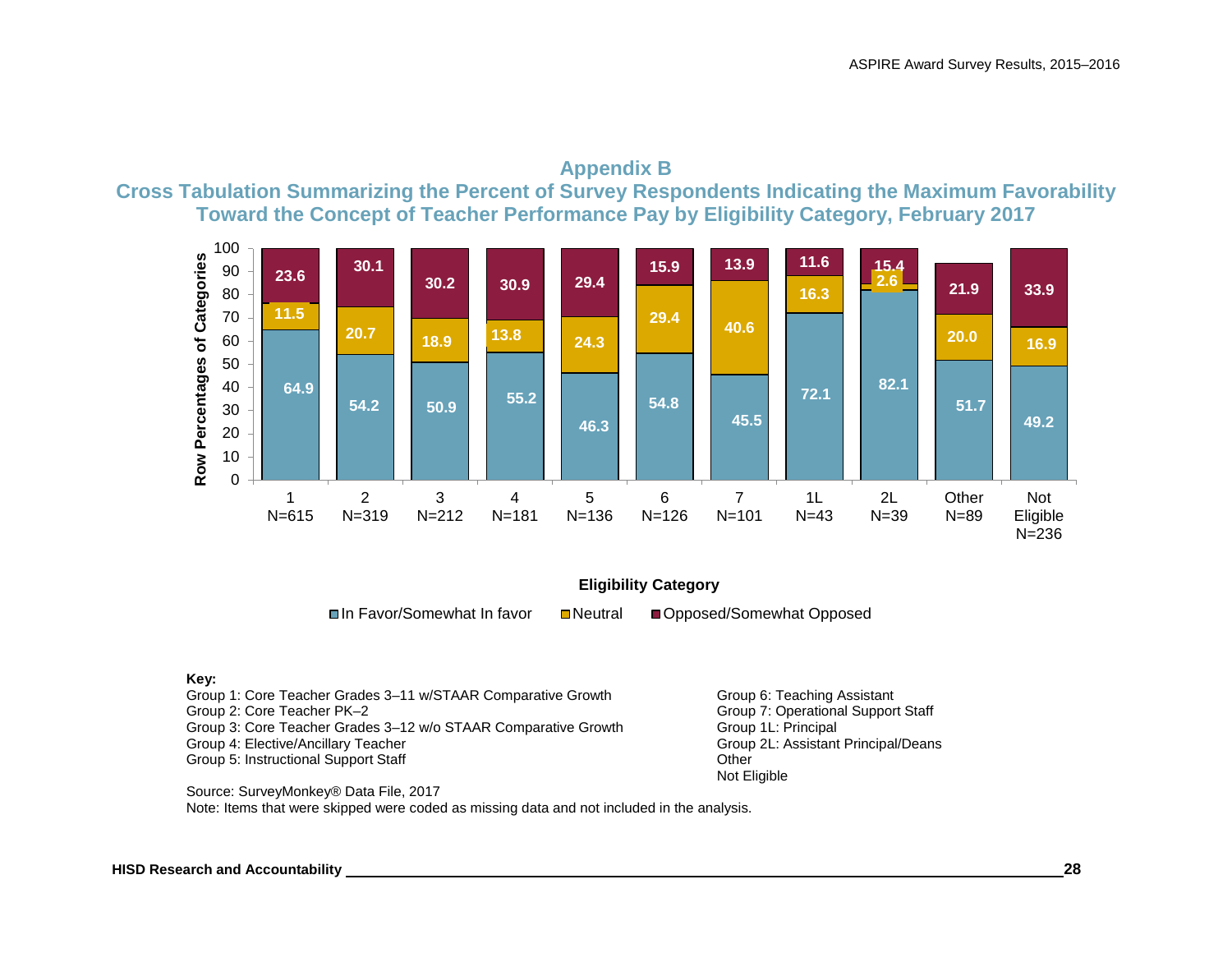## Appendix B

## Cross Tabulation Summarizing the Percent of Survey Respondents Indicating the Maximum Favorability Toward the Concept of Teacher Performance Pay by Eligibility Category, February 2017

| Eligibility Category | In Favor/Somewhat In favor | Neutral | Opposed/Somewhat Opposed |
|---|---|---|---|
| 1 N=615 | 64.9 | 11.5 | 23.6 |
| 2 N=319 | 54.2 | 20.7 | 30.1 |
| 3 N=212 | 50.9 | 18.9 | 30.2 |
| 4 N=181 | 55.2 | 13.8 | 30.9 |
| 5 N=136 | 46.3 | 24.3 | 29.4 |
| 6 N=126 | 54.8 | 29.4 | 15.9 |
| 7 N=101 | 45.5 | 40.6 | 13.9 |
| 1L N=43 | 72.1 | 16.3 | 11.6 |
| 2L N=39 | 82.1 | 2.6 | 15.4 |
| Other N=89 | 51.7 | 20.0 | 21.9 |
| Not Eligible N=236 | 49.2 | 16.9 | 33.9 |

Y-axis: Row Percentages of Categories

**Key:**

Group 1: Core Teacher Grades 3–11 w/STAAR Comparative Growth
Group 2: Core Teacher PK–2
Group 3: Core Teacher Grades 3–12 w/o STAAR Comparative Growth
Group 4: Elective/Ancillary Teacher
Group 5: Instructional Support Staff
Group 6: Teaching Assistant
Group 7: Operational Support Staff
Group 1L: Principal
Group 2L: Assistant Principal/Deans
Other
Not Eligible

Source: SurveyMonkey® Data File, 2017
Note: Items that were skipped were coded as missing data and not included in the analysis.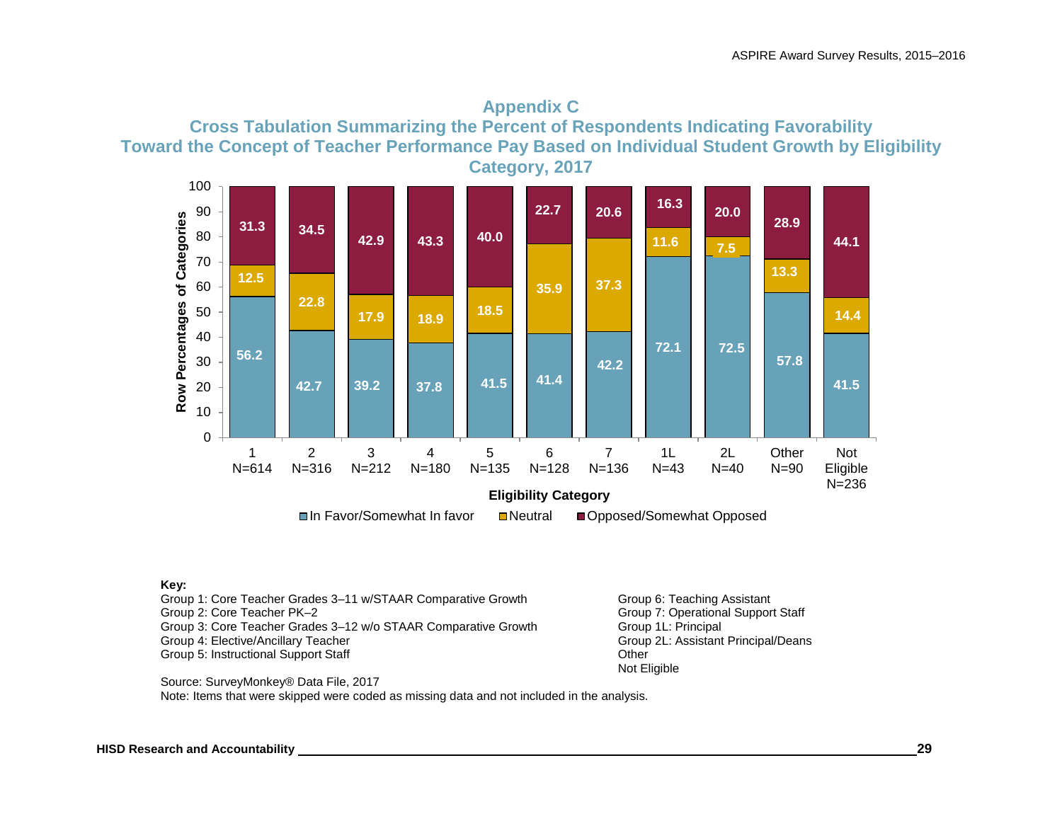# Appendix C

## Cross Tabulation Summarizing the Percent of Respondents Indicating Favorability Toward the Concept of Teacher Performance Pay Based on Individual Student Growth by Eligibility Category, 2017

| Eligibility Category | In Favor/Somewhat In favor | Neutral | Opposed/Somewhat Opposed |
|---|---|---|---|
| 1 N=614 | 56.2 | 12.5 | 31.3 |
| 2 N=316 | 42.7 | 22.8 | 34.5 |
| 3 N=212 | 39.2 | 17.9 | 42.9 |
| 4 N=180 | 37.8 | 18.9 | 43.3 |
| 5 N=135 | 41.5 | 18.5 | 40.0 |
| 6 N=128 | 41.4 | 35.9 | 22.7 |
| 7 N=136 | 42.2 | 37.3 | 20.6 |
| 1L N=43 | 72.1 | 11.6 | 16.3 |
| 2L N=40 | 72.5 | 7.5 | 20.0 |
| Other N=90 | 57.8 | 13.3 | 28.9 |
| Not Eligible N=236 | 41.5 | 14.4 | 44.1 |

Y-axis: Row Percentages of Categories

**Key:**

Group 1: Core Teacher Grades 3–11 w/STAAR Comparative Growth
Group 2: Core Teacher PK–2
Group 3: Core Teacher Grades 3–12 w/o STAAR Comparative Growth
Group 4: Elective/Ancillary Teacher
Group 5: Instructional Support Staff
Group 6: Teaching Assistant
Group 7: Operational Support Staff
Group 1L: Principal
Group 2L: Assistant Principal/Deans
Other
Not Eligible

Source: SurveyMonkey® Data File, 2017
Note: Items that were skipped were coded as missing data and not included in the analysis.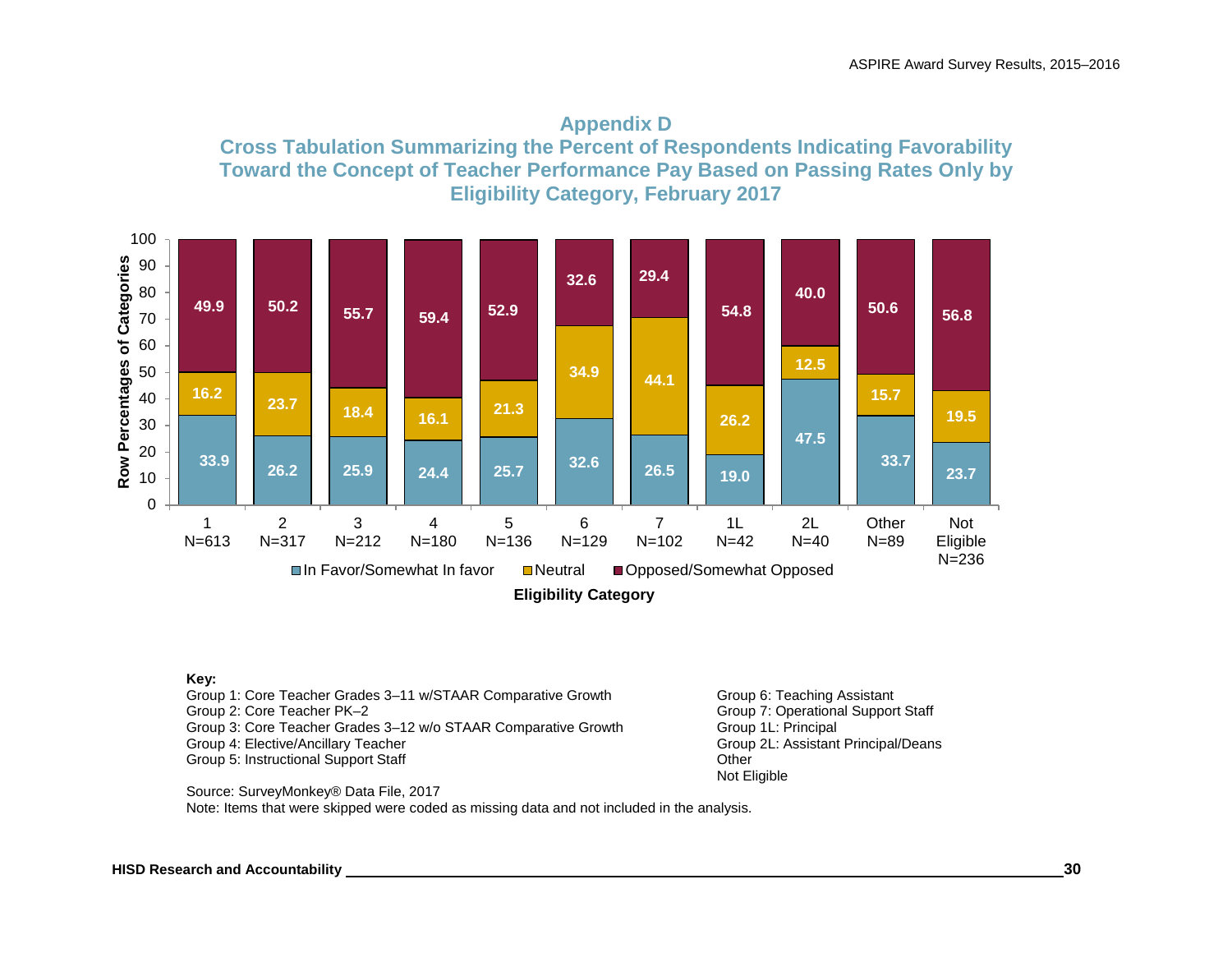## Appendix D

## Cross Tabulation Summarizing the Percent of Respondents Indicating Favorability Toward the Concept of Teacher Performance Pay Based on Passing Rates Only by Eligibility Category, February 2017

| Eligibility Category | In Favor/Somewhat In favor | Neutral | Opposed/Somewhat Opposed |
|---|---|---|---|
| 1 N=613 | 33.9 | 16.2 | 49.9 |
| 2 N=317 | 26.2 | 23.7 | 50.2 |
| 3 N=212 | 25.9 | 18.4 | 55.7 |
| 4 N=180 | 24.4 | 16.1 | 59.4 |
| 5 N=136 | 25.7 | 21.3 | 52.9 |
| 6 N=129 | 32.6 | 34.9 | 32.6 |
| 7 N=102 | 26.5 | 44.1 | 29.4 |
| 1L N=42 | 19.0 | 26.2 | 54.8 |
| 2L N=40 | 47.5 | 12.5 | 40.0 |
| Other N=89 | 33.7 | 15.7 | 50.6 |
| Not Eligible N=236 | 23.7 | 19.5 | 56.8 |

Row Percentages of Categories

**Key:**

Group 1: Core Teacher Grades 3–11 w/STAAR Comparative Growth
Group 2: Core Teacher PK–2
Group 3: Core Teacher Grades 3–12 w/o STAAR Comparative Growth
Group 4: Elective/Ancillary Teacher
Group 5: Instructional Support Staff
Group 6: Teaching Assistant
Group 7: Operational Support Staff
Group 1L: Principal
Group 2L: Assistant Principal/Deans
Other
Not Eligible

Source: SurveyMonkey® Data File, 2017
Note: Items that were skipped were coded as missing data and not included in the analysis.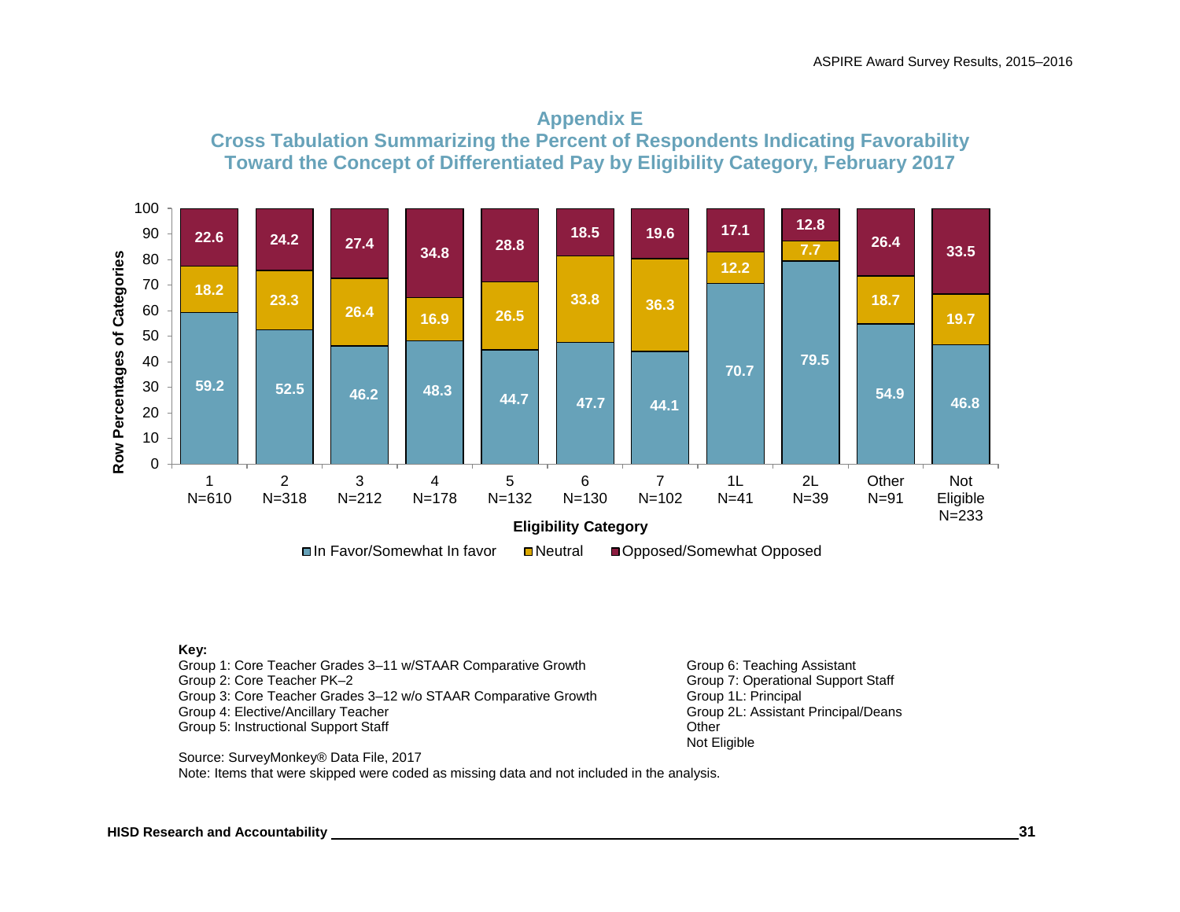## Appendix E

### Cross Tabulation Summarizing the Percent of Respondents Indicating Favorability Toward the Concept of Differentiated Pay by Eligibility Category, February 2017

| Eligibility Category | In Favor/Somewhat In favor | Neutral | Opposed/Somewhat Opposed |
|---|---|---|---|
| 1 N=610 | 59.2 | 18.2 | 22.6 |
| 2 N=318 | 52.5 | 23.3 | 24.2 |
| 3 N=212 | 46.2 | 26.4 | 27.4 |
| 4 N=178 | 48.3 | 16.9 | 34.8 |
| 5 N=132 | 44.7 | 26.5 | 28.8 |
| 6 N=130 | 47.7 | 33.8 | 18.5 |
| 7 N=102 | 44.1 | 36.3 | 19.6 |
| 1L N=41 | 70.7 | 12.2 | 17.1 |
| 2L N=39 | 79.5 | 7.7 | 12.8 |
| Other N=91 | 54.9 | 18.7 | 26.4 |
| Not Eligible N=233 | 46.8 | 19.7 | 33.5 |

Y-axis: Row Percentages of Categories

**Key:**

Group 1: Core Teacher Grades 3–11 w/STAAR Comparative Growth
Group 2: Core Teacher PK–2
Group 3: Core Teacher Grades 3–12 w/o STAAR Comparative Growth
Group 4: Elective/Ancillary Teacher
Group 5: Instructional Support Staff
Group 6: Teaching Assistant
Group 7: Operational Support Staff
Group 1L: Principal
Group 2L: Assistant Principal/Deans
Other
Not Eligible

Source: SurveyMonkey® Data File, 2017
Note: Items that were skipped were coded as missing data and not included in the analysis.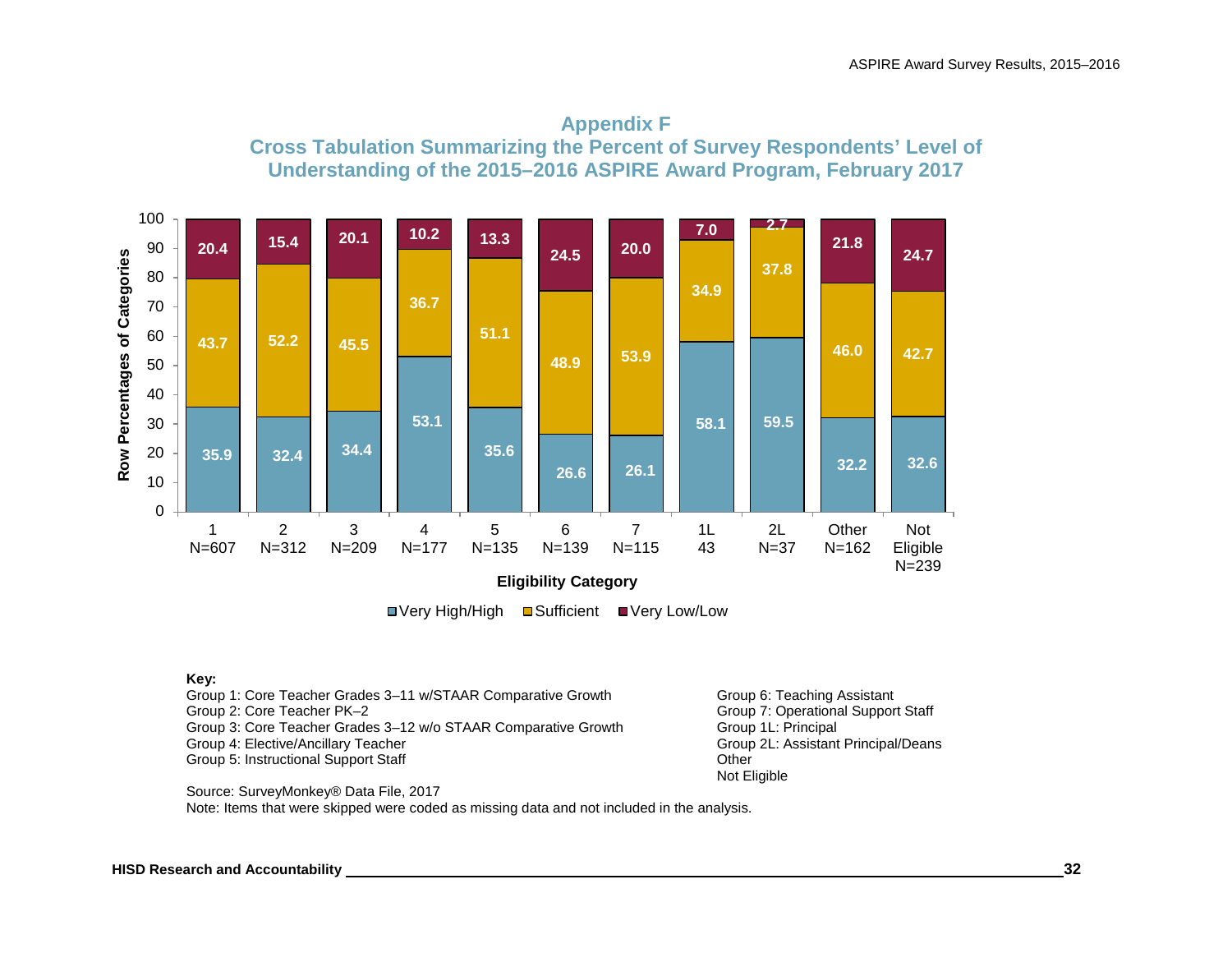## Appendix F
## Cross Tabulation Summarizing the Percent of Survey Respondents' Level of Understanding of the 2015–2016 ASPIRE Award Program, February 2017

| Eligibility Category | Very High/High | Sufficient | Very Low/Low |
|---|---|---|---|
| 1 N=607 | 35.9 | 43.7 | 20.4 |
| 2 N=312 | 32.4 | 52.2 | 15.4 |
| 3 N=209 | 34.4 | 45.5 | 20.1 |
| 4 N=177 | 53.1 | 36.7 | 10.2 |
| 5 N=135 | 35.6 | 51.1 | 13.3 |
| 6 N=139 | 26.6 | 48.9 | 24.5 |
| 7 N=115 | 26.1 | 53.9 | 20.0 |
| 1L 43 | 58.1 | 34.9 | 7.0 |
| 2L N=37 | 59.5 | 37.8 | 2.7 |
| Other N=162 | 32.2 | 46.0 | 21.8 |
| Not Eligible N=239 | 32.6 | 42.7 | 24.7 |

**Key:**

Group 1: Core Teacher Grades 3–11 w/STAAR Comparative Growth
Group 2: Core Teacher PK–2
Group 3: Core Teacher Grades 3–12 w/o STAAR Comparative Growth
Group 4: Elective/Ancillary Teacher
Group 5: Instructional Support Staff
Group 6: Teaching Assistant
Group 7: Operational Support Staff
Group 1L: Principal
Group 2L: Assistant Principal/Deans
Other
Not Eligible

Source: SurveyMonkey® Data File, 2017
Note: Items that were skipped were coded as missing data and not included in the analysis.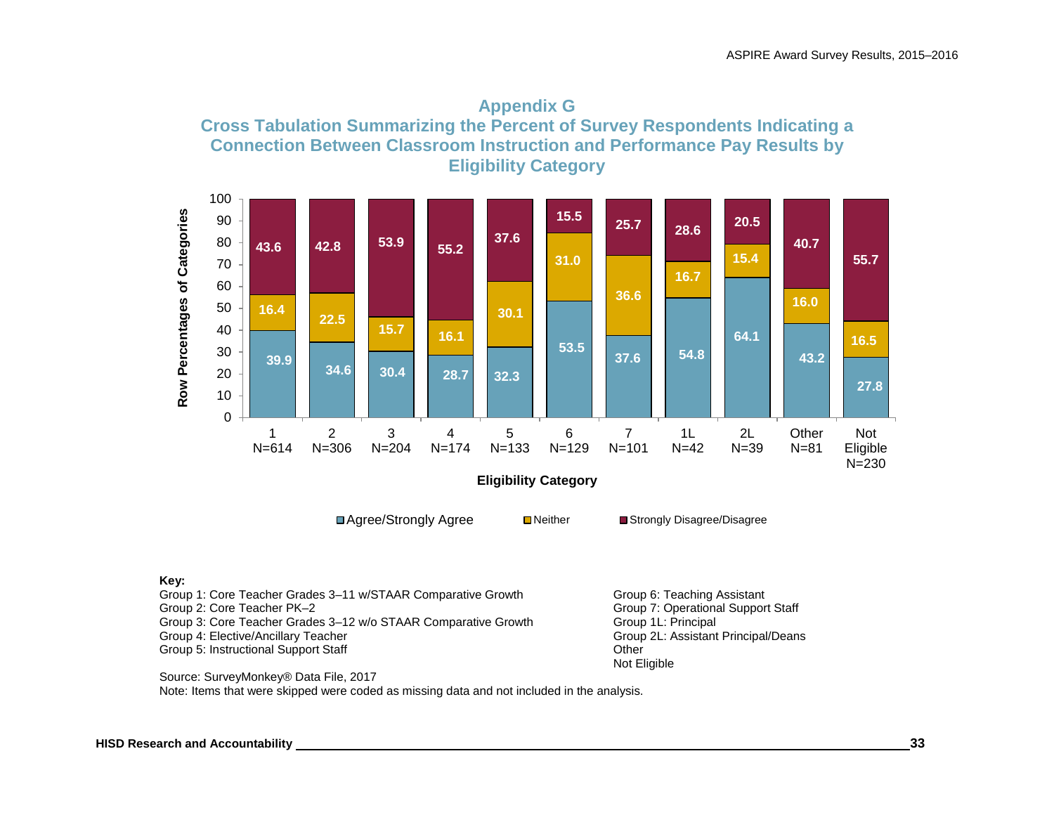# Appendix G

## Cross Tabulation Summarizing the Percent of Survey Respondents Indicating a Connection Between Classroom Instruction and Performance Pay Results by Eligibility Category

| Eligibility Category | Agree/Strongly Agree | Neither | Strongly Disagree/Disagree |
|---|---|---|---|
| 1 (N=614) | 39.9 | 16.4 | 43.6 |
| 2 (N=306) | 34.6 | 22.5 | 42.8 |
| 3 (N=204) | 30.4 | 15.7 | 53.9 |
| 4 (N=174) | 28.7 | 16.1 | 55.2 |
| 5 (N=133) | 32.3 | 30.1 | 37.6 |
| 6 (N=129) | 53.5 | 31.0 | 15.5 |
| 7 (N=101) | 37.6 | 36.6 | 25.7 |
| 1L (N=42) | 54.8 | 16.7 | 28.6 |
| 2L (N=39) | 64.1 | 15.4 | 20.5 |
| Other (N=81) | 43.2 | 16.0 | 40.7 |
| Not Eligible (N=230) | 27.8 | 16.5 | 55.7 |

Y-axis: Row Percentages of Categories; X-axis: Eligibility Category

**Key:**

- Group 1: Core Teacher Grades 3–11 w/STAAR Comparative Growth
- Group 2: Core Teacher PK–2
- Group 3: Core Teacher Grades 3–12 w/o STAAR Comparative Growth
- Group 4: Elective/Ancillary Teacher
- Group 5: Instructional Support Staff
- Group 6: Teaching Assistant
- Group 7: Operational Support Staff
- Group 1L: Principal
- Group 2L: Assistant Principal/Deans
- Other
- Not Eligible

Source: SurveyMonkey® Data File, 2017

Note: Items that were skipped were coded as missing data and not included in the analysis.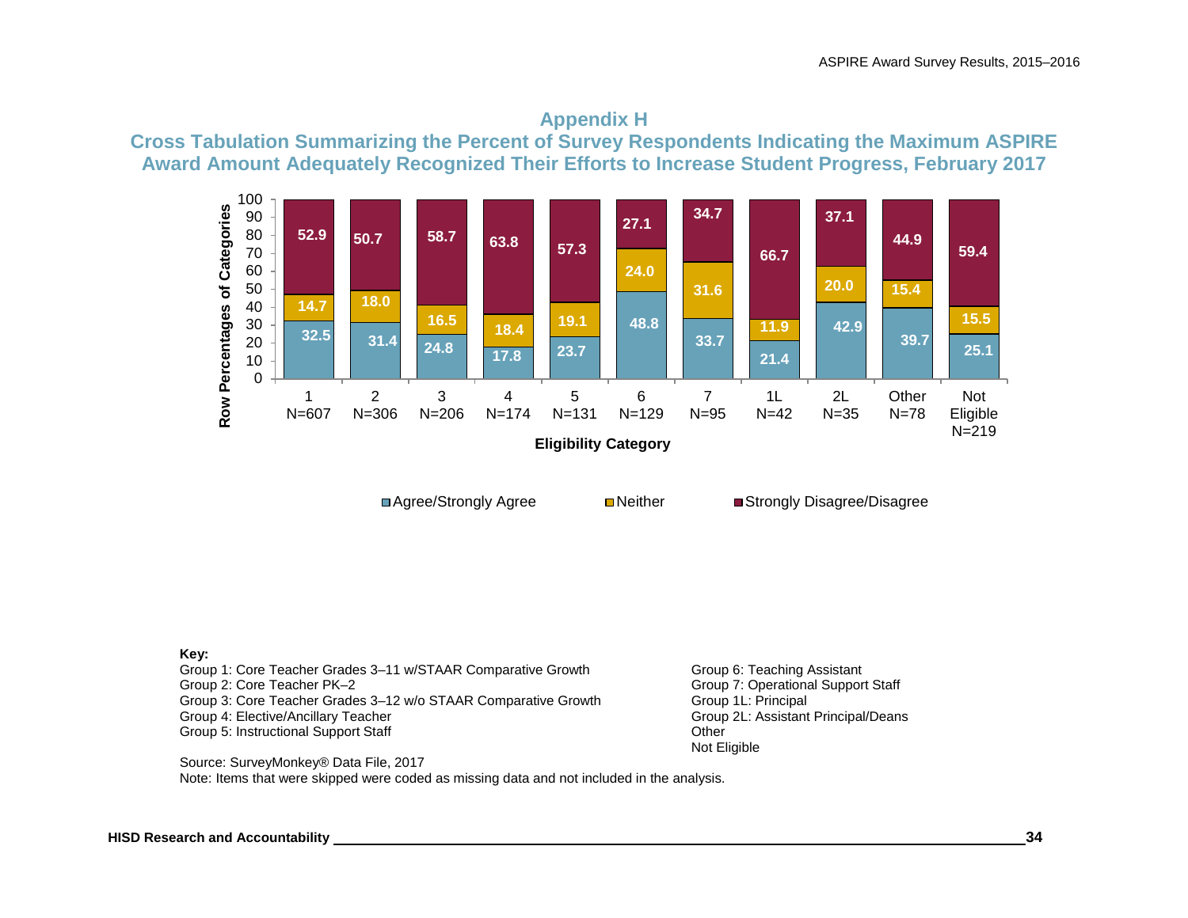## Appendix H

## Cross Tabulation Summarizing the Percent of Survey Respondents Indicating the Maximum ASPIRE Award Amount Adequately Recognized Their Efforts to Increase Student Progress, February 2017

| Eligibility Category | Agree/Strongly Agree | Neither | Strongly Disagree/Disagree |
|---|---|---|---|
| 1 N=607 | 32.5 | 14.7 | 52.9 |
| 2 N=306 | 31.4 | 18.0 | 50.7 |
| 3 N=206 | 24.8 | 16.5 | 58.7 |
| 4 N=174 | 17.8 | 18.4 | 63.8 |
| 5 N=131 | 23.7 | 19.1 | 57.3 |
| 6 N=129 | 48.8 | 24.0 | 27.1 |
| 7 N=95 | 33.7 | 31.6 | 34.7 |
| 1L N=42 | 21.4 | 11.9 | 66.7 |
| 2L N=35 | 42.9 | 20.0 | 37.1 |
| Other N=78 | 39.7 | 15.4 | 44.9 |
| Not Eligible N=219 | 25.1 | 15.5 | 59.4 |

Y-axis: Row Percentages of Categories; X-axis: Eligibility Category

**Key:**

Group 1: Core Teacher Grades 3–11 w/STAAR Comparative Growth
Group 2: Core Teacher PK–2
Group 3: Core Teacher Grades 3–12 w/o STAAR Comparative Growth
Group 4: Elective/Ancillary Teacher
Group 5: Instructional Support Staff
Group 6: Teaching Assistant
Group 7: Operational Support Staff
Group 1L: Principal
Group 2L: Assistant Principal/Deans
Other
Not Eligible

Source: SurveyMonkey® Data File, 2017
Note: Items that were skipped were coded as missing data and not included in the analysis.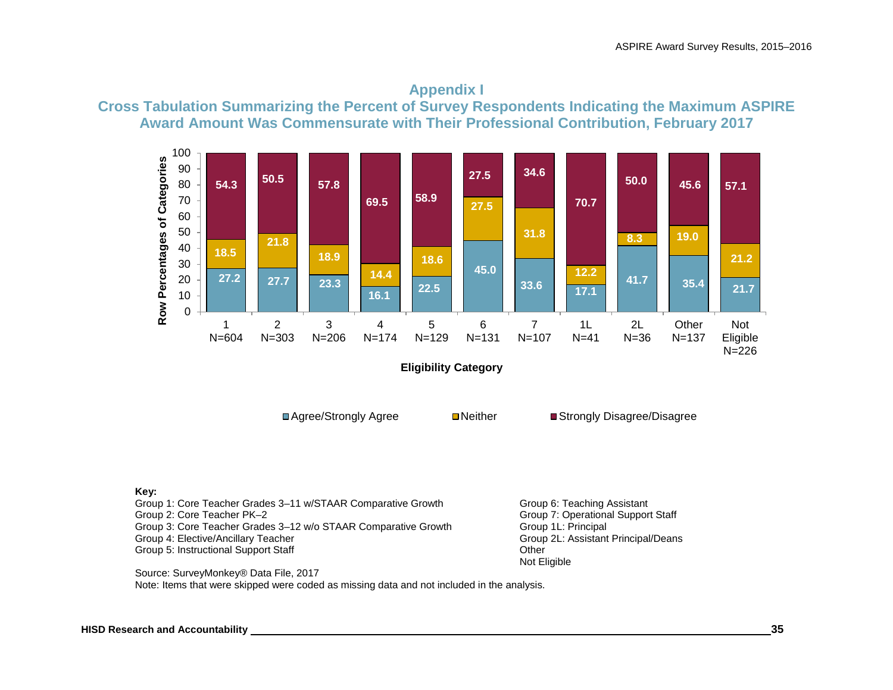## Appendix I

### Cross Tabulation Summarizing the Percent of Survey Respondents Indicating the Maximum ASPIRE Award Amount Was Commensurate with Their Professional Contribution, February 2017

| Eligibility Category | Agree/Strongly Agree | Neither | Strongly Disagree/Disagree |
|---|---|---|---|
| 1 N=604 | 27.2 | 18.5 | 54.3 |
| 2 N=303 | 27.7 | 21.8 | 50.5 |
| 3 N=206 | 23.3 | 18.9 | 57.8 |
| 4 N=174 | 16.1 | 14.4 | 69.5 |
| 5 N=129 | 22.5 | 18.6 | 58.9 |
| 6 N=131 | 45.0 | 27.5 | 27.5 |
| 7 N=107 | 33.6 | 31.8 | 34.6 |
| 1L N=41 | 17.1 | 12.2 | 70.7 |
| 2L N=36 | 41.7 | 8.3 | 50.0 |
| Other N=137 | 35.4 | 19.0 | 45.6 |
| Not Eligible N=226 | 21.7 | 21.2 | 57.1 |

Y-axis: Row Percentages of Categories; X-axis: Eligibility Category

**Key:**

Group 1: Core Teacher Grades 3–11 w/STAAR Comparative Growth
Group 2: Core Teacher PK–2
Group 3: Core Teacher Grades 3–12 w/o STAAR Comparative Growth
Group 4: Elective/Ancillary Teacher
Group 5: Instructional Support Staff
Group 6: Teaching Assistant
Group 7: Operational Support Staff
Group 1L: Principal
Group 2L: Assistant Principal/Deans
Other
Not Eligible

Source: SurveyMonkey® Data File, 2017
Note: Items that were skipped were coded as missing data and not included in the analysis.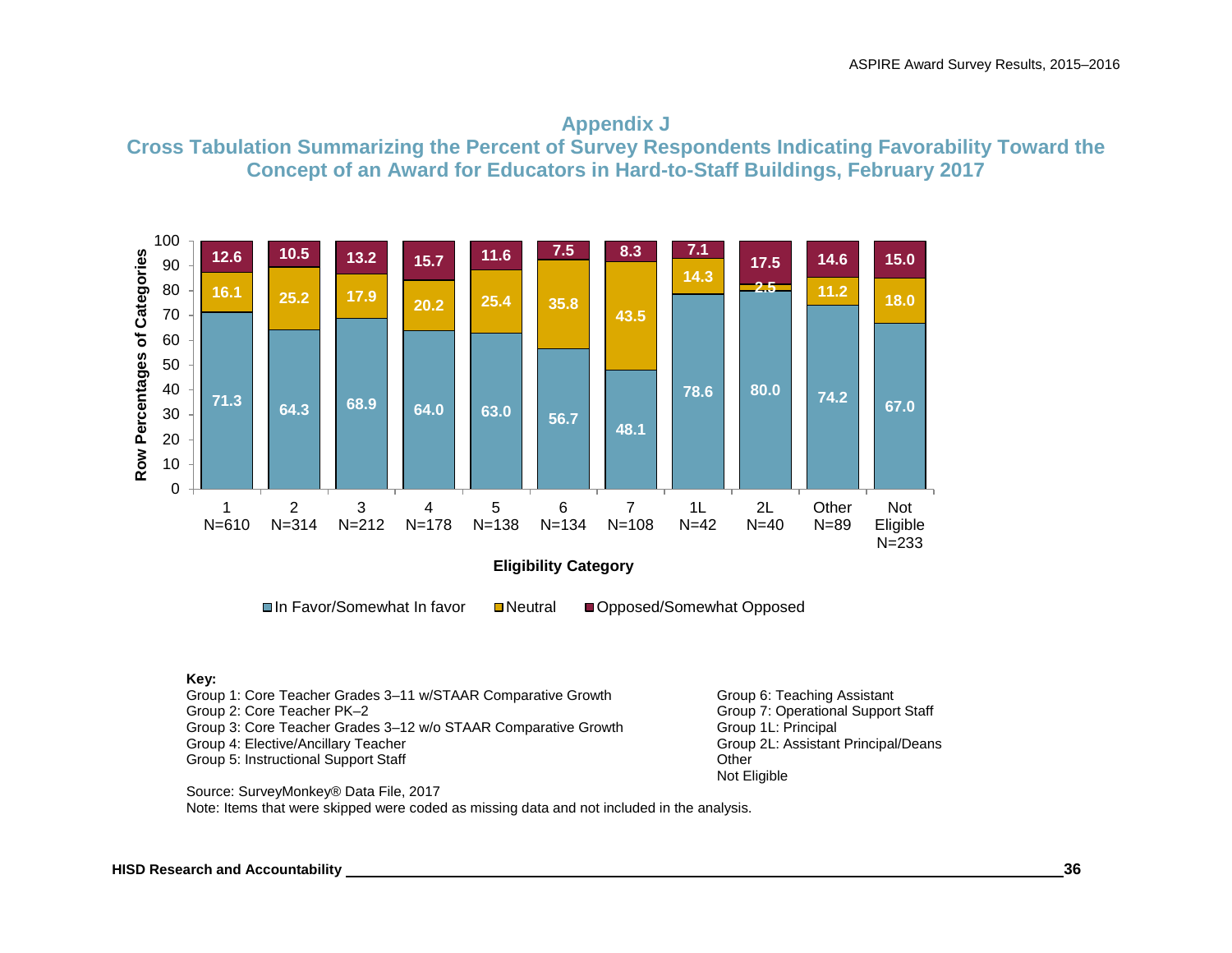## Appendix J
## Cross Tabulation Summarizing the Percent of Survey Respondents Indicating Favorability Toward the Concept of an Award for Educators in Hard-to-Staff Buildings, February 2017

Row Percentages of Categories

100
90
80
70
60
50
40
30
20
10
0

12.6
16.1
71.3

10.5
25.2
64.3

13.2
17.9
68.9

15.7
20.2
64.0

11.6
25.4
63.0

7.5
35.8
56.7

8.3
43.5
48.1

7.1
14.3
78.6

17.5
2.5
80.0

14.6
11.2
74.2

15.0
18.0
67.0

1 N=610
2 N=314
3 N=212
4 N=178
5 N=138
6 N=134
7 N=108
1L N=42
2L N=40
Other N=89
Not Eligible N=233

Eligibility Category

In Favor/Somewhat In favor
Neutral
Opposed/Somewhat Opposed

**Key:**

Group 1: Core Teacher Grades 3–11 w/STAAR Comparative Growth
Group 2: Core Teacher PK–2
Group 3: Core Teacher Grades 3–12 w/o STAAR Comparative Growth
Group 4: Elective/Ancillary Teacher
Group 5: Instructional Support Staff
Group 6: Teaching Assistant
Group 7: Operational Support Staff
Group 1L: Principal
Group 2L: Assistant Principal/Deans
Other
Not Eligible

Source: SurveyMonkey® Data File, 2017
Note: Items that were skipped were coded as missing data and not included in the analysis.